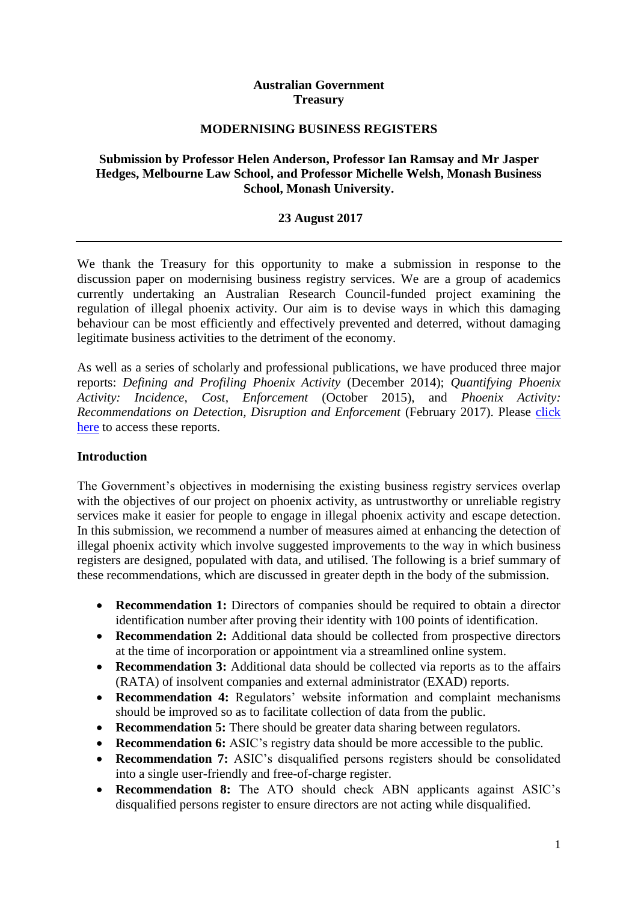**Australian Government**
**Treasury**

**MODERNISING BUSINESS REGISTERS**

**Submission by Professor Helen Anderson, Professor Ian Ramsay and Mr Jasper Hedges, Melbourne Law School, and Professor Michelle Welsh, Monash Business School, Monash University.**

**23 August 2017**

---

We thank the Treasury for this opportunity to make a submission in response to the discussion paper on modernising business registry services. We are a group of academics currently undertaking an Australian Research Council-funded project examining the regulation of illegal phoenix activity. Our aim is to devise ways in which this damaging behaviour can be most efficiently and effectively prevented and deterred, without damaging legitimate business activities to the detriment of the economy.

As well as a series of scholarly and professional publications, we have produced three major reports: *Defining and Profiling Phoenix Activity* (December 2014); *Quantifying Phoenix Activity: Incidence, Cost, Enforcement* (October 2015), and *Phoenix Activity: Recommendations on Detection, Disruption and Enforcement* (February 2017). Please click here to access these reports.

**Introduction**

The Government's objectives in modernising the existing business registry services overlap with the objectives of our project on phoenix activity, as untrustworthy or unreliable registry services make it easier for people to engage in illegal phoenix activity and escape detection. In this submission, we recommend a number of measures aimed at enhancing the detection of illegal phoenix activity which involve suggested improvements to the way in which business registers are designed, populated with data, and utilised. The following is a brief summary of these recommendations, which are discussed in greater depth in the body of the submission.

- **Recommendation 1:** Directors of companies should be required to obtain a director identification number after proving their identity with 100 points of identification.
- **Recommendation 2:** Additional data should be collected from prospective directors at the time of incorporation or appointment via a streamlined online system.
- **Recommendation 3:** Additional data should be collected via reports as to the affairs (RATA) of insolvent companies and external administrator (EXAD) reports.
- **Recommendation 4:** Regulators' website information and complaint mechanisms should be improved so as to facilitate collection of data from the public.
- **Recommendation 5:** There should be greater data sharing between regulators.
- **Recommendation 6:** ASIC's registry data should be more accessible to the public.
- **Recommendation 7:** ASIC's disqualified persons registers should be consolidated into a single user-friendly and free-of-charge register.
- **Recommendation 8:** The ATO should check ABN applicants against ASIC's disqualified persons register to ensure directors are not acting while disqualified.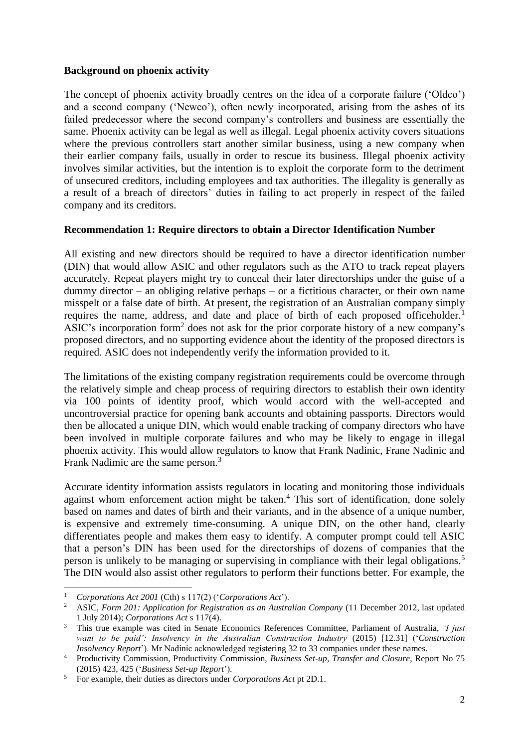**Background on phoenix activity**

The concept of phoenix activity broadly centres on the idea of a corporate failure ('Oldco') and a second company ('Newco'), often newly incorporated, arising from the ashes of its failed predecessor where the second company's controllers and business are essentially the same. Phoenix activity can be legal as well as illegal. Legal phoenix activity covers situations where the previous controllers start another similar business, using a new company when their earlier company fails, usually in order to rescue its business. Illegal phoenix activity involves similar activities, but the intention is to exploit the corporate form to the detriment of unsecured creditors, including employees and tax authorities. The illegality is generally as a result of a breach of directors' duties in failing to act properly in respect of the failed company and its creditors.

**Recommendation 1: Require directors to obtain a Director Identification Number**

All existing and new directors should be required to have a director identification number (DIN) that would allow ASIC and other regulators such as the ATO to track repeat players accurately. Repeat players might try to conceal their later directorships under the guise of a dummy director – an obliging relative perhaps – or a fictitious character, or their own name misspelt or a false date of birth. At present, the registration of an Australian company simply requires the name, address, and date and place of birth of each proposed officeholder.[1] ASIC's incorporation form[2] does not ask for the prior corporate history of a new company's proposed directors, and no supporting evidence about the identity of the proposed directors is required. ASIC does not independently verify the information provided to it.

The limitations of the existing company registration requirements could be overcome through the relatively simple and cheap process of requiring directors to establish their own identity via 100 points of identity proof, which would accord with the well-accepted and uncontroversial practice for opening bank accounts and obtaining passports. Directors would then be allocated a unique DIN, which would enable tracking of company directors who have been involved in multiple corporate failures and who may be likely to engage in illegal phoenix activity. This would allow regulators to know that Frank Nadinic, Frane Nadinic and Frank Nadimic are the same person.[3]

Accurate identity information assists regulators in locating and monitoring those individuals against whom enforcement action might be taken.[4] This sort of identification, done solely based on names and dates of birth and their variants, and in the absence of a unique number, is expensive and extremely time-consuming. A unique DIN, on the other hand, clearly differentiates people and makes them easy to identify. A computer prompt could tell ASIC that a person's DIN has been used for the directorships of dozens of companies that the person is unlikely to be managing or supervising in compliance with their legal obligations.[5] The DIN would also assist other regulators to perform their functions better. For example, the

---

[1] *Corporations Act 2001* (Cth) s 117(2) ('*Corporations Act*').

[2] ASIC, *Form 201: Application for Registration as an Australian Company* (11 December 2012, last updated 1 July 2014); *Corporations Act* s 117(4).

[3] This true example was cited in Senate Economics References Committee, Parliament of Australia, *'I just want to be paid': Insolvency in the Australian Construction Industry* (2015) [12.31] ('*Construction Insolvency Report*'). Mr Nadinic acknowledged registering 32 to 33 companies under these names.

[4] Productivity Commission, Productivity Commission, *Business Set-up, Transfer and Closure*, Report No 75 (2015) 423, 425 ('*Business Set-up Report*').

[5] For example, their duties as directors under *Corporations Act* pt 2D.1.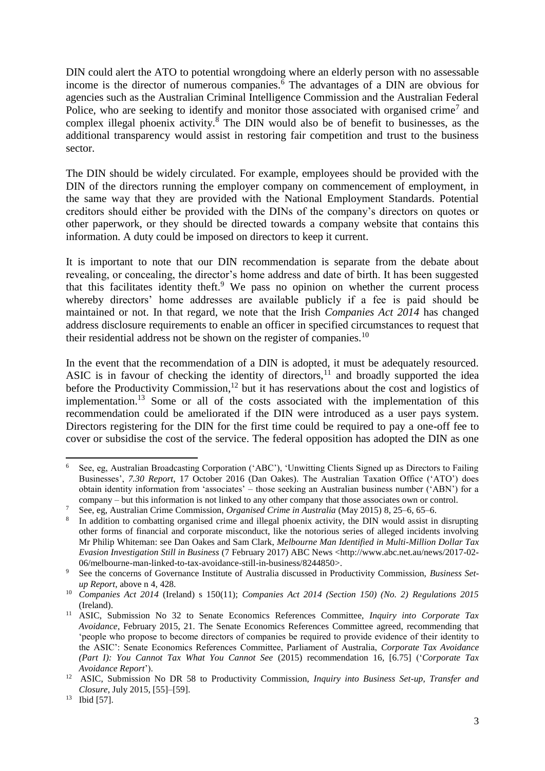DIN could alert the ATO to potential wrongdoing where an elderly person with no assessable income is the director of numerous companies.[6] The advantages of a DIN are obvious for agencies such as the Australian Criminal Intelligence Commission and the Australian Federal Police, who are seeking to identify and monitor those associated with organised crime[7] and complex illegal phoenix activity.[8] The DIN would also be of benefit to businesses, as the additional transparency would assist in restoring fair competition and trust to the business sector.

The DIN should be widely circulated. For example, employees should be provided with the DIN of the directors running the employer company on commencement of employment, in the same way that they are provided with the National Employment Standards. Potential creditors should either be provided with the DINs of the company's directors on quotes or other paperwork, or they should be directed towards a company website that contains this information. A duty could be imposed on directors to keep it current.

It is important to note that our DIN recommendation is separate from the debate about revealing, or concealing, the director's home address and date of birth. It has been suggested that this facilitates identity theft.[9] We pass no opinion on whether the current process whereby directors' home addresses are available publicly if a fee is paid should be maintained or not. In that regard, we note that the Irish *Companies Act 2014* has changed address disclosure requirements to enable an officer in specified circumstances to request that their residential address not be shown on the register of companies.[10]

In the event that the recommendation of a DIN is adopted, it must be adequately resourced. ASIC is in favour of checking the identity of directors,[11] and broadly supported the idea before the Productivity Commission,[12] but it has reservations about the cost and logistics of implementation.[13] Some or all of the costs associated with the implementation of this recommendation could be ameliorated if the DIN were introduced as a user pays system. Directors registering for the DIN for the first time could be required to pay a one-off fee to cover or subsidise the cost of the service. The federal opposition has adopted the DIN as one

---

[6] See, eg, Australian Broadcasting Corporation ('ABC'), 'Unwitting Clients Signed up as Directors to Failing Businesses', *7.30 Report*, 17 October 2016 (Dan Oakes). The Australian Taxation Office ('ATO') does obtain identity information from 'associates' – those seeking an Australian business number ('ABN') for a company – but this information is not linked to any other company that those associates own or control.

[7] See, eg, Australian Crime Commission, *Organised Crime in Australia* (May 2015) 8, 25–6, 65–6.

[8] In addition to combatting organised crime and illegal phoenix activity, the DIN would assist in disrupting other forms of financial and corporate misconduct, like the notorious series of alleged incidents involving Mr Philip Whiteman: see Dan Oakes and Sam Clark, *Melbourne Man Identified in Multi-Million Dollar Tax Evasion Investigation Still in Business* (7 February 2017) ABC News <http://www.abc.net.au/news/2017-02-06/melbourne-man-linked-to-tax-avoidance-still-in-business/8244850>.

[9] See the concerns of Governance Institute of Australia discussed in Productivity Commission, *Business Set-up Report*, above n 4, 428.

[10] *Companies Act 2014* (Ireland) s 150(11); *Companies Act 2014 (Section 150) (No. 2) Regulations 2015* (Ireland).

[11] ASIC, Submission No 32 to Senate Economics References Committee, *Inquiry into Corporate Tax Avoidance*, February 2015, 21. The Senate Economics References Committee agreed, recommending that 'people who propose to become directors of companies be required to provide evidence of their identity to the ASIC': Senate Economics References Committee, Parliament of Australia, *Corporate Tax Avoidance (Part I): You Cannot Tax What You Cannot See* (2015) recommendation 16, [6.75] ('*Corporate Tax Avoidance Report*').

[12] ASIC, Submission No DR 58 to Productivity Commission, *Inquiry into Business Set-up, Transfer and Closure*, July 2015, [55]–[59].

[13] Ibid [57].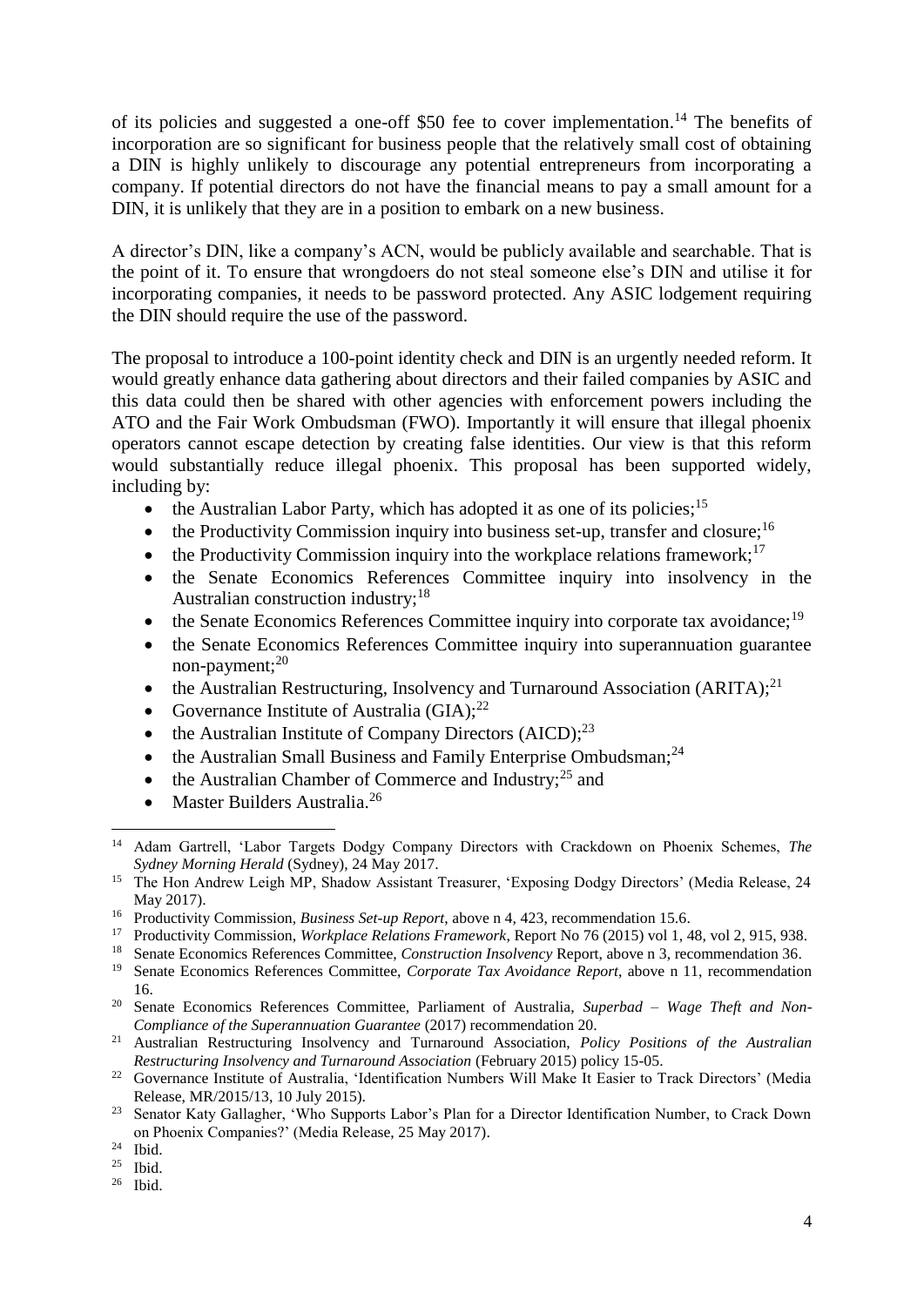of its policies and suggested a one-off $50 fee to cover implementation.[14] The benefits of incorporation are so significant for business people that the relatively small cost of obtaining a DIN is highly unlikely to discourage any potential entrepreneurs from incorporating a company. If potential directors do not have the financial means to pay a small amount for a DIN, it is unlikely that they are in a position to embark on a new business.

A director's DIN, like a company's ACN, would be publicly available and searchable. That is the point of it. To ensure that wrongdoers do not steal someone else's DIN and utilise it for incorporating companies, it needs to be password protected. Any ASIC lodgement requiring the DIN should require the use of the password.

The proposal to introduce a 100-point identity check and DIN is an urgently needed reform. It would greatly enhance data gathering about directors and their failed companies by ASIC and this data could then be shared with other agencies with enforcement powers including the ATO and the Fair Work Ombudsman (FWO). Importantly it will ensure that illegal phoenix operators cannot escape detection by creating false identities. Our view is that this reform would substantially reduce illegal phoenix. This proposal has been supported widely, including by:

- the Australian Labor Party, which has adopted it as one of its policies;[15]
- the Productivity Commission inquiry into business set-up, transfer and closure;[16]
- the Productivity Commission inquiry into the workplace relations framework;[17]
- the Senate Economics References Committee inquiry into insolvency in the Australian construction industry;[18]
- the Senate Economics References Committee inquiry into corporate tax avoidance;[19]
- the Senate Economics References Committee inquiry into superannuation guarantee non-payment;[20]
- the Australian Restructuring, Insolvency and Turnaround Association (ARITA);[21]
- Governance Institute of Australia (GIA);[22]
- the Australian Institute of Company Directors (AICD);[23]
- the Australian Small Business and Family Enterprise Ombudsman;[24]
- the Australian Chamber of Commerce and Industry;[25] and
- Master Builders Australia.[26]

---

[14] Adam Gartrell, 'Labor Targets Dodgy Company Directors with Crackdown on Phoenix Schemes, *The Sydney Morning Herald* (Sydney), 24 May 2017.

[15] The Hon Andrew Leigh MP, Shadow Assistant Treasurer, 'Exposing Dodgy Directors' (Media Release, 24 May 2017).

[16] Productivity Commission, *Business Set-up Report*, above n 4, 423, recommendation 15.6.

[17] Productivity Commission, *Workplace Relations Framework*, Report No 76 (2015) vol 1, 48, vol 2, 915, 938.

[18] Senate Economics References Committee, *Construction Insolvency* Report, above n 3, recommendation 36.

[19] Senate Economics References Committee, *Corporate Tax Avoidance Report*, above n 11, recommendation 16.

[20] Senate Economics References Committee, Parliament of Australia, *Superbad – Wage Theft and Non-Compliance of the Superannuation Guarantee* (2017) recommendation 20.

[21] Australian Restructuring Insolvency and Turnaround Association, *Policy Positions of the Australian Restructuring Insolvency and Turnaround Association* (February 2015) policy 15-05.

[22] Governance Institute of Australia, 'Identification Numbers Will Make It Easier to Track Directors' (Media Release, MR/2015/13, 10 July 2015).

[23] Senator Katy Gallagher, 'Who Supports Labor's Plan for a Director Identification Number, to Crack Down on Phoenix Companies?' (Media Release, 25 May 2017).

[24] Ibid.

[25] Ibid.

[26] Ibid.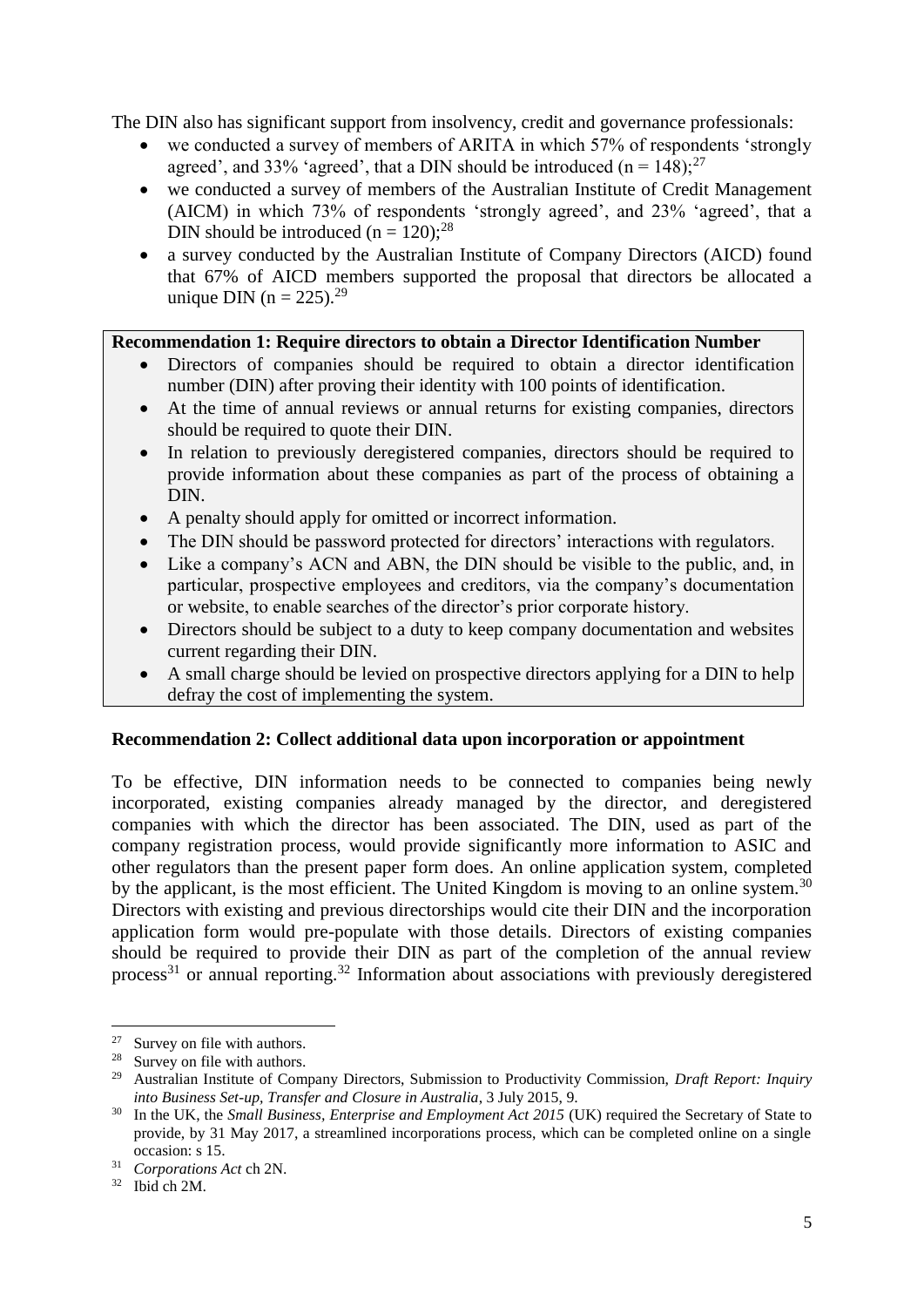The DIN also has significant support from insolvency, credit and governance professionals:

- we conducted a survey of members of ARITA in which 57% of respondents 'strongly agreed', and 33% 'agreed', that a DIN should be introduced (n = 148);[27]
- we conducted a survey of members of the Australian Institute of Credit Management (AICM) in which 73% of respondents 'strongly agreed', and 23% 'agreed', that a DIN should be introduced (n = 120);[28]
- a survey conducted by the Australian Institute of Company Directors (AICD) found that 67% of AICD members supported the proposal that directors be allocated a unique DIN (n = 225).[29]

**Recommendation 1: Require directors to obtain a Director Identification Number**

- Directors of companies should be required to obtain a director identification number (DIN) after proving their identity with 100 points of identification.
- At the time of annual reviews or annual returns for existing companies, directors should be required to quote their DIN.
- In relation to previously deregistered companies, directors should be required to provide information about these companies as part of the process of obtaining a DIN.
- A penalty should apply for omitted or incorrect information.
- The DIN should be password protected for directors' interactions with regulators.
- Like a company's ACN and ABN, the DIN should be visible to the public, and, in particular, prospective employees and creditors, via the company's documentation or website, to enable searches of the director's prior corporate history.
- Directors should be subject to a duty to keep company documentation and websites current regarding their DIN.
- A small charge should be levied on prospective directors applying for a DIN to help defray the cost of implementing the system.

**Recommendation 2: Collect additional data upon incorporation or appointment**

To be effective, DIN information needs to be connected to companies being newly incorporated, existing companies already managed by the director, and deregistered companies with which the director has been associated. The DIN, used as part of the company registration process, would provide significantly more information to ASIC and other regulators than the present paper form does. An online application system, completed by the applicant, is the most efficient. The United Kingdom is moving to an online system.[30] Directors with existing and previous directorships would cite their DIN and the incorporation application form would pre-populate with those details. Directors of existing companies should be required to provide their DIN as part of the completion of the annual review process[31] or annual reporting.[32] Information about associations with previously deregistered

---

[27] Survey on file with authors.

[28] Survey on file with authors.

[29] Australian Institute of Company Directors, Submission to Productivity Commission, *Draft Report: Inquiry into Business Set-up, Transfer and Closure in Australia*, 3 July 2015, 9.

[30] In the UK, the *Small Business, Enterprise and Employment Act 2015* (UK) required the Secretary of State to provide, by 31 May 2017, a streamlined incorporations process, which can be completed online on a single occasion: s 15.

[31] *Corporations Act* ch 2N.

[32] Ibid ch 2M.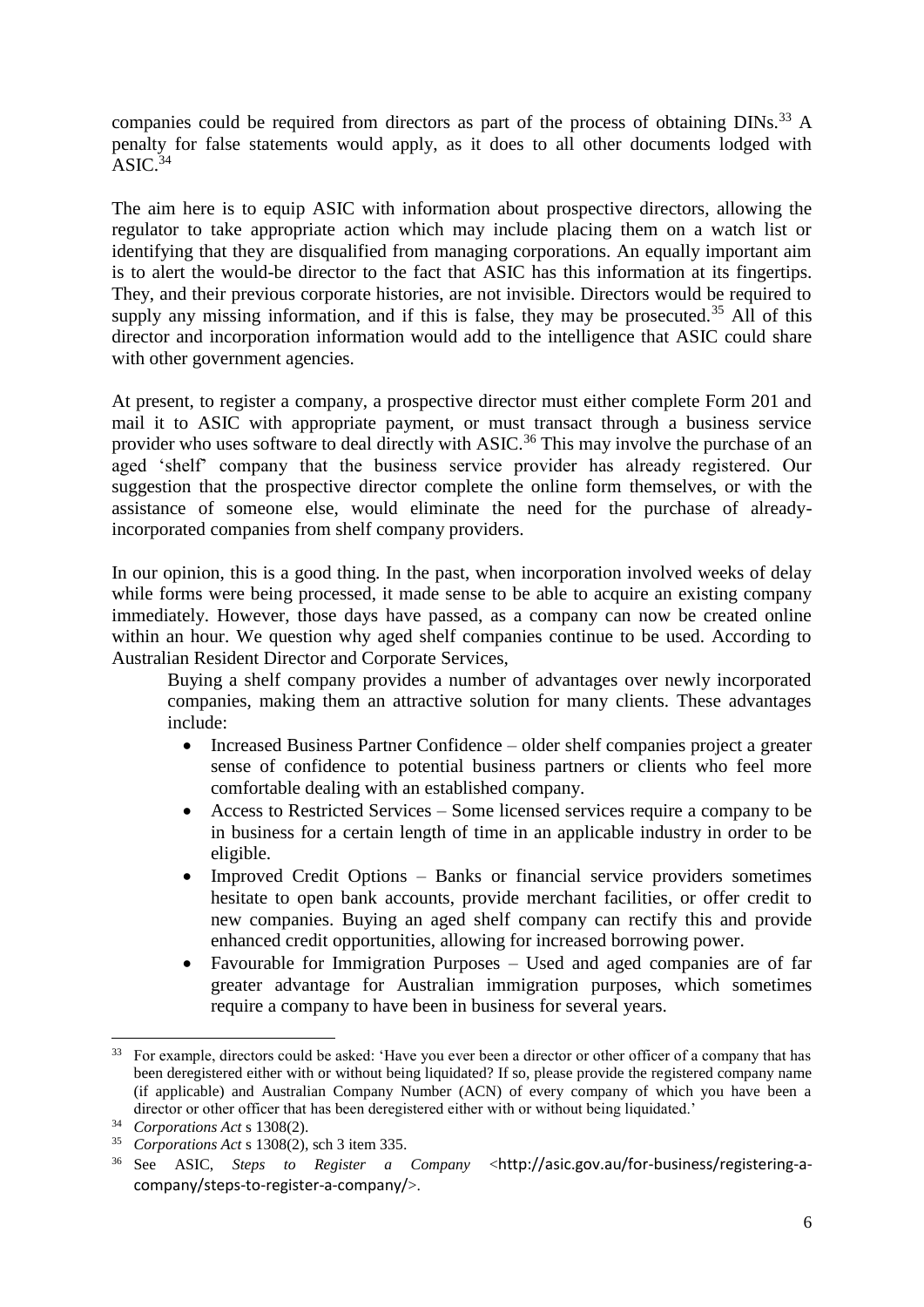companies could be required from directors as part of the process of obtaining DINs.[33] A penalty for false statements would apply, as it does to all other documents lodged with ASIC.[34]

The aim here is to equip ASIC with information about prospective directors, allowing the regulator to take appropriate action which may include placing them on a watch list or identifying that they are disqualified from managing corporations. An equally important aim is to alert the would-be director to the fact that ASIC has this information at its fingertips. They, and their previous corporate histories, are not invisible. Directors would be required to supply any missing information, and if this is false, they may be prosecuted.[35] All of this director and incorporation information would add to the intelligence that ASIC could share with other government agencies.

At present, to register a company, a prospective director must either complete Form 201 and mail it to ASIC with appropriate payment, or must transact through a business service provider who uses software to deal directly with ASIC.[36] This may involve the purchase of an aged 'shelf' company that the business service provider has already registered. Our suggestion that the prospective director complete the online form themselves, or with the assistance of someone else, would eliminate the need for the purchase of already-incorporated companies from shelf company providers.

In our opinion, this is a good thing. In the past, when incorporation involved weeks of delay while forms were being processed, it made sense to be able to acquire an existing company immediately. However, those days have passed, as a company can now be created online within an hour. We question why aged shelf companies continue to be used. According to Australian Resident Director and Corporate Services,

> Buying a shelf company provides a number of advantages over newly incorporated companies, making them an attractive solution for many clients. These advantages include:
>
> - Increased Business Partner Confidence – older shelf companies project a greater sense of confidence to potential business partners or clients who feel more comfortable dealing with an established company.
> - Access to Restricted Services – Some licensed services require a company to be in business for a certain length of time in an applicable industry in order to be eligible.
> - Improved Credit Options – Banks or financial service providers sometimes hesitate to open bank accounts, provide merchant facilities, or offer credit to new companies. Buying an aged shelf company can rectify this and provide enhanced credit opportunities, allowing for increased borrowing power.
> - Favourable for Immigration Purposes – Used and aged companies are of far greater advantage for Australian immigration purposes, which sometimes require a company to have been in business for several years.

---

[33] For example, directors could be asked: 'Have you ever been a director or other officer of a company that has been deregistered either with or without being liquidated? If so, please provide the registered company name (if applicable) and Australian Company Number (ACN) of every company of which you have been a director or other officer that has been deregistered either with or without being liquidated.'

[34] *Corporations Act* s 1308(2).

[35] *Corporations Act* s 1308(2), sch 3 item 335.

[36] See ASIC, *Steps to Register a Company* <http://asic.gov.au/for-business/registering-a-company/steps-to-register-a-company/>.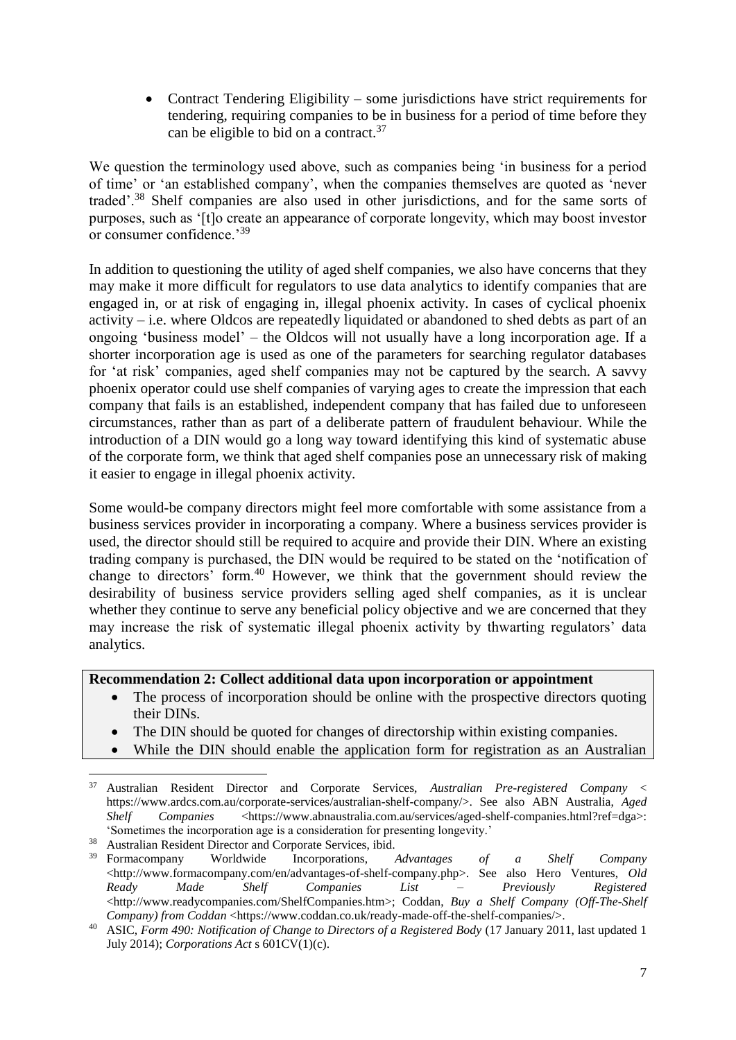- Contract Tendering Eligibility – some jurisdictions have strict requirements for tendering, requiring companies to be in business for a period of time before they can be eligible to bid on a contract.[37]

We question the terminology used above, such as companies being 'in business for a period of time' or 'an established company', when the companies themselves are quoted as 'never traded'.[38] Shelf companies are also used in other jurisdictions, and for the same sorts of purposes, such as '[t]o create an appearance of corporate longevity, which may boost investor or consumer confidence.'[39]

In addition to questioning the utility of aged shelf companies, we also have concerns that they may make it more difficult for regulators to use data analytics to identify companies that are engaged in, or at risk of engaging in, illegal phoenix activity. In cases of cyclical phoenix activity – i.e. where Oldcos are repeatedly liquidated or abandoned to shed debts as part of an ongoing 'business model' – the Oldcos will not usually have a long incorporation age. If a shorter incorporation age is used as one of the parameters for searching regulator databases for 'at risk' companies, aged shelf companies may not be captured by the search. A savvy phoenix operator could use shelf companies of varying ages to create the impression that each company that fails is an established, independent company that has failed due to unforeseen circumstances, rather than as part of a deliberate pattern of fraudulent behaviour. While the introduction of a DIN would go a long way toward identifying this kind of systematic abuse of the corporate form, we think that aged shelf companies pose an unnecessary risk of making it easier to engage in illegal phoenix activity.

Some would-be company directors might feel more comfortable with some assistance from a business services provider in incorporating a company. Where a business services provider is used, the director should still be required to acquire and provide their DIN. Where an existing trading company is purchased, the DIN would be required to be stated on the 'notification of change to directors' form.[40] However, we think that the government should review the desirability of business service providers selling aged shelf companies, as it is unclear whether they continue to serve any beneficial policy objective and we are concerned that they may increase the risk of systematic illegal phoenix activity by thwarting regulators' data analytics.

**Recommendation 2: Collect additional data upon incorporation or appointment**

- The process of incorporation should be online with the prospective directors quoting their DINs.
- The DIN should be quoted for changes of directorship within existing companies.
- While the DIN should enable the application form for registration as an Australian

---

[37] Australian Resident Director and Corporate Services, *Australian Pre-registered Company* < https://www.ardcs.com.au/corporate-services/australian-shelf-company/>. See also ABN Australia, *Aged Shelf Companies* <https://www.abnaustralia.com.au/services/aged-shelf-companies.html?ref=dga>: 'Sometimes the incorporation age is a consideration for presenting longevity.'

[38] Australian Resident Director and Corporate Services, ibid.

[39] Formacompany Worldwide Incorporations, *Advantages of a Shelf Company* <http://www.formacompany.com/en/advantages-of-shelf-company.php>. See also Hero Ventures, *Old Ready Made Shelf Companies List – Previously Registered* <http://www.readycompanies.com/ShelfCompanies.htm>; Coddan, *Buy a Shelf Company (Off-The-Shelf Company) from Coddan* <https://www.coddan.co.uk/ready-made-off-the-shelf-companies/>.

[40] ASIC, *Form 490: Notification of Change to Directors of a Registered Body* (17 January 2011, last updated 1 July 2014); *Corporations Act* s 601CV(1)(c).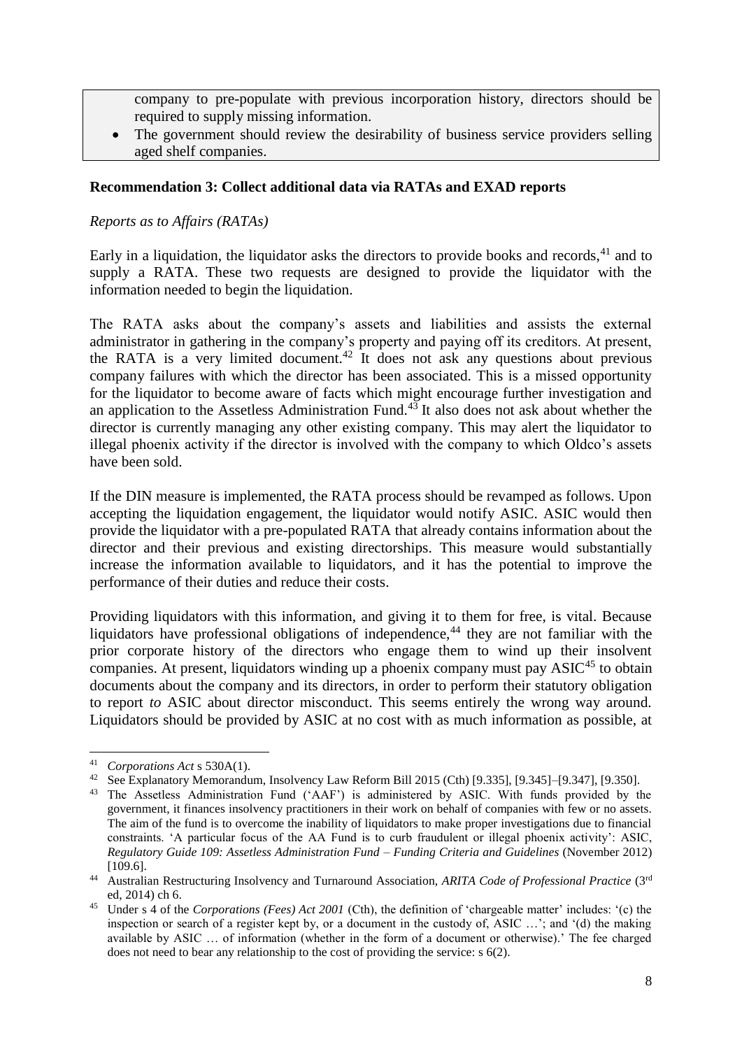company to pre-populate with previous incorporation history, directors should be required to supply missing information.

- The government should review the desirability of business service providers selling aged shelf companies.

**Recommendation 3: Collect additional data via RATAs and EXAD reports**

*Reports as to Affairs (RATAs)*

Early in a liquidation, the liquidator asks the directors to provide books and records,[41] and to supply a RATA. These two requests are designed to provide the liquidator with the information needed to begin the liquidation.

The RATA asks about the company's assets and liabilities and assists the external administrator in gathering in the company's property and paying off its creditors. At present, the RATA is a very limited document.[42] It does not ask any questions about previous company failures with which the director has been associated. This is a missed opportunity for the liquidator to become aware of facts which might encourage further investigation and an application to the Assetless Administration Fund.[43] It also does not ask about whether the director is currently managing any other existing company. This may alert the liquidator to illegal phoenix activity if the director is involved with the company to which Oldco's assets have been sold.

If the DIN measure is implemented, the RATA process should be revamped as follows. Upon accepting the liquidation engagement, the liquidator would notify ASIC. ASIC would then provide the liquidator with a pre-populated RATA that already contains information about the director and their previous and existing directorships. This measure would substantially increase the information available to liquidators, and it has the potential to improve the performance of their duties and reduce their costs.

Providing liquidators with this information, and giving it to them for free, is vital. Because liquidators have professional obligations of independence,[44] they are not familiar with the prior corporate history of the directors who engage them to wind up their insolvent companies. At present, liquidators winding up a phoenix company must pay ASIC[45] to obtain documents about the company and its directors, in order to perform their statutory obligation to report *to* ASIC about director misconduct. This seems entirely the wrong way around. Liquidators should be provided by ASIC at no cost with as much information as possible, at

---

[41] *Corporations Act* s 530A(1).

[42] See Explanatory Memorandum, Insolvency Law Reform Bill 2015 (Cth) [9.335], [9.345]–[9.347], [9.350].

[43] The Assetless Administration Fund ('AAF') is administered by ASIC. With funds provided by the government, it finances insolvency practitioners in their work on behalf of companies with few or no assets. The aim of the fund is to overcome the inability of liquidators to make proper investigations due to financial constraints. 'A particular focus of the AA Fund is to curb fraudulent or illegal phoenix activity': ASIC, *Regulatory Guide 109: Assetless Administration Fund – Funding Criteria and Guidelines* (November 2012) [109.6].

[44] Australian Restructuring Insolvency and Turnaround Association, *ARITA Code of Professional Practice* (3rd ed, 2014) ch 6.

[45] Under s 4 of the *Corporations (Fees) Act 2001* (Cth), the definition of 'chargeable matter' includes: '(c) the inspection or search of a register kept by, or a document in the custody of, ASIC …'; and '(d) the making available by ASIC … of information (whether in the form of a document or otherwise).' The fee charged does not need to bear any relationship to the cost of providing the service: s 6(2).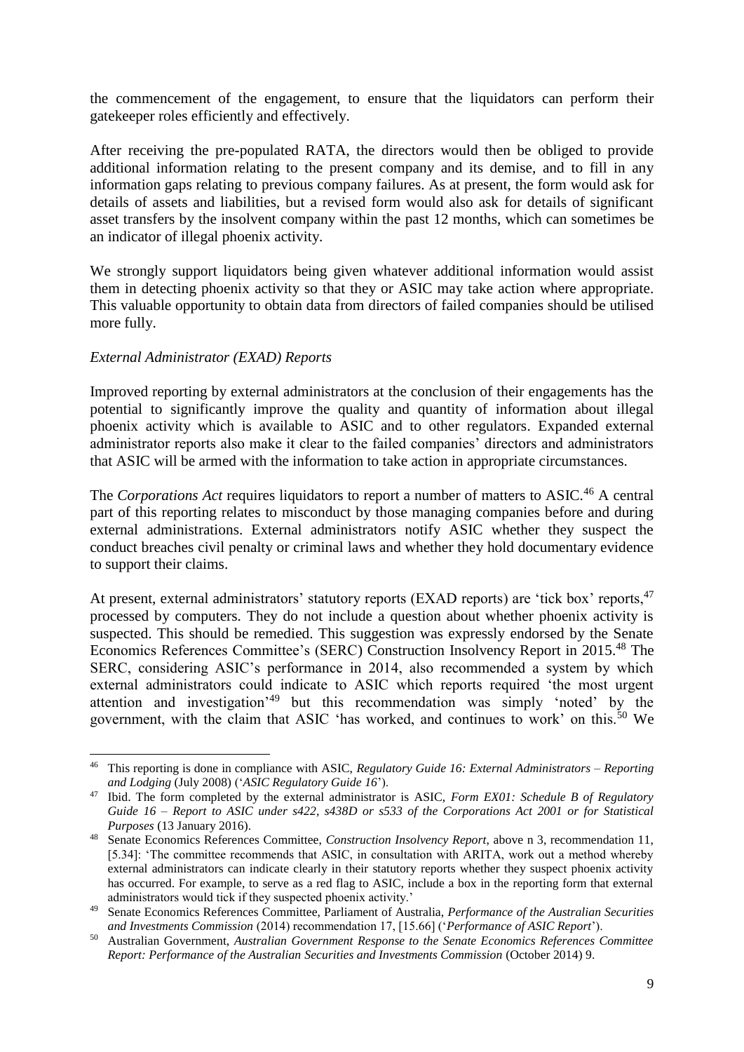the commencement of the engagement, to ensure that the liquidators can perform their gatekeeper roles efficiently and effectively.

After receiving the pre-populated RATA, the directors would then be obliged to provide additional information relating to the present company and its demise, and to fill in any information gaps relating to previous company failures. As at present, the form would ask for details of assets and liabilities, but a revised form would also ask for details of significant asset transfers by the insolvent company within the past 12 months, which can sometimes be an indicator of illegal phoenix activity.

We strongly support liquidators being given whatever additional information would assist them in detecting phoenix activity so that they or ASIC may take action where appropriate. This valuable opportunity to obtain data from directors of failed companies should be utilised more fully.

*External Administrator (EXAD) Reports*

Improved reporting by external administrators at the conclusion of their engagements has the potential to significantly improve the quality and quantity of information about illegal phoenix activity which is available to ASIC and to other regulators. Expanded external administrator reports also make it clear to the failed companies' directors and administrators that ASIC will be armed with the information to take action in appropriate circumstances.

The *Corporations Act* requires liquidators to report a number of matters to ASIC.[46] A central part of this reporting relates to misconduct by those managing companies before and during external administrations. External administrators notify ASIC whether they suspect the conduct breaches civil penalty or criminal laws and whether they hold documentary evidence to support their claims.

At present, external administrators' statutory reports (EXAD reports) are 'tick box' reports,[47] processed by computers. They do not include a question about whether phoenix activity is suspected. This should be remedied. This suggestion was expressly endorsed by the Senate Economics References Committee's (SERC) Construction Insolvency Report in 2015.[48] The SERC, considering ASIC's performance in 2014, also recommended a system by which external administrators could indicate to ASIC which reports required 'the most urgent attention and investigation'[49] but this recommendation was simply 'noted' by the government, with the claim that ASIC 'has worked, and continues to work' on this.[50] We

---

[46] This reporting is done in compliance with ASIC, *Regulatory Guide 16: External Administrators – Reporting and Lodging* (July 2008) ('*ASIC Regulatory Guide 16*').

[47] Ibid. The form completed by the external administrator is ASIC, *Form EX01: Schedule B of Regulatory Guide 16 – Report to ASIC under s422, s438D or s533 of the Corporations Act 2001 or for Statistical Purposes* (13 January 2016).

[48] Senate Economics References Committee, *Construction Insolvency Report*, above n 3, recommendation 11, [5.34]: 'The committee recommends that ASIC, in consultation with ARITA, work out a method whereby external administrators can indicate clearly in their statutory reports whether they suspect phoenix activity has occurred. For example, to serve as a red flag to ASIC, include a box in the reporting form that external administrators would tick if they suspected phoenix activity.'

[49] Senate Economics References Committee, Parliament of Australia, *Performance of the Australian Securities and Investments Commission* (2014) recommendation 17, [15.66] ('*Performance of ASIC Report*').

[50] Australian Government, *Australian Government Response to the Senate Economics References Committee Report: Performance of the Australian Securities and Investments Commission* (October 2014) 9.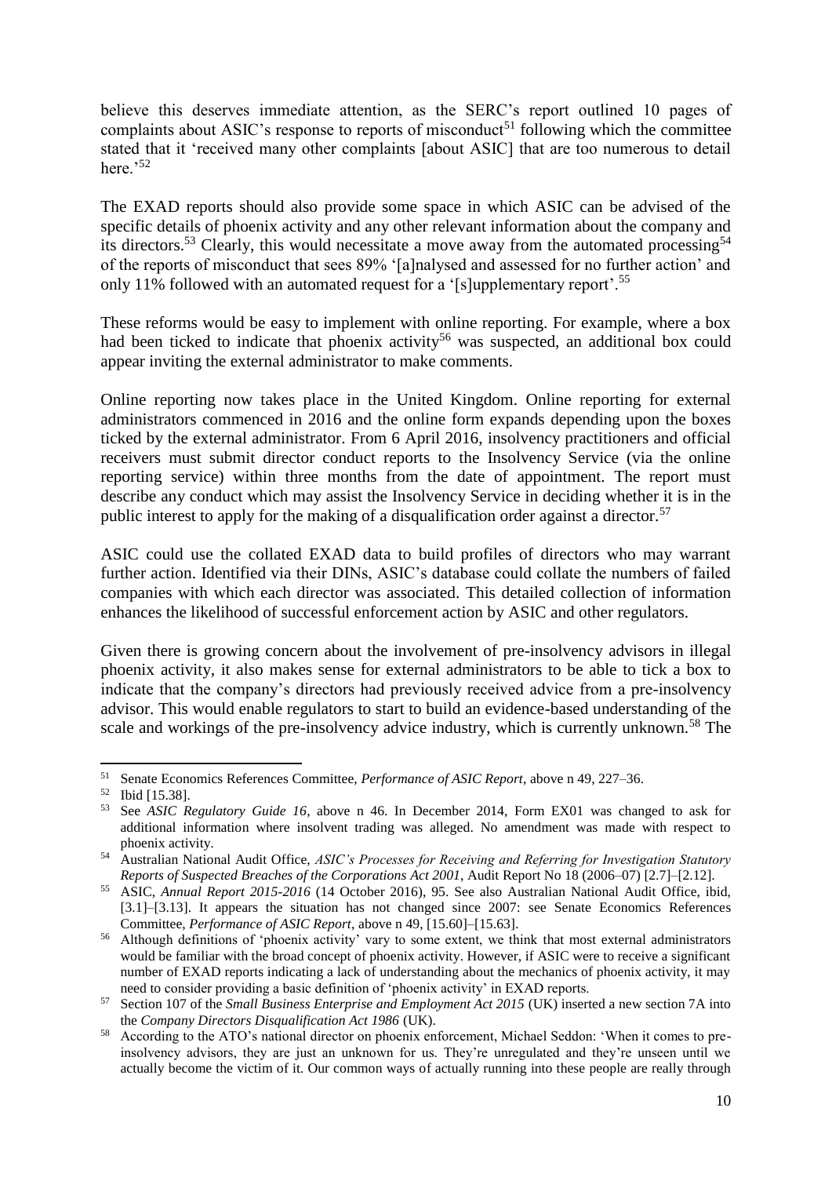believe this deserves immediate attention, as the SERC's report outlined 10 pages of complaints about ASIC's response to reports of misconduct[51] following which the committee stated that it 'received many other complaints [about ASIC] that are too numerous to detail here.'[52]

The EXAD reports should also provide some space in which ASIC can be advised of the specific details of phoenix activity and any other relevant information about the company and its directors.[53] Clearly, this would necessitate a move away from the automated processing[54] of the reports of misconduct that sees 89% '[a]nalysed and assessed for no further action' and only 11% followed with an automated request for a '[s]upplementary report'.[55]

These reforms would be easy to implement with online reporting. For example, where a box had been ticked to indicate that phoenix activity[56] was suspected, an additional box could appear inviting the external administrator to make comments.

Online reporting now takes place in the United Kingdom. Online reporting for external administrators commenced in 2016 and the online form expands depending upon the boxes ticked by the external administrator. From 6 April 2016, insolvency practitioners and official receivers must submit director conduct reports to the Insolvency Service (via the online reporting service) within three months from the date of appointment. The report must describe any conduct which may assist the Insolvency Service in deciding whether it is in the public interest to apply for the making of a disqualification order against a director.[57]

ASIC could use the collated EXAD data to build profiles of directors who may warrant further action. Identified via their DINs, ASIC's database could collate the numbers of failed companies with which each director was associated. This detailed collection of information enhances the likelihood of successful enforcement action by ASIC and other regulators.

Given there is growing concern about the involvement of pre-insolvency advisors in illegal phoenix activity, it also makes sense for external administrators to be able to tick a box to indicate that the company's directors had previously received advice from a pre-insolvency advisor. This would enable regulators to start to build an evidence-based understanding of the scale and workings of the pre-insolvency advice industry, which is currently unknown.[58] The

---

[51] Senate Economics References Committee, *Performance of ASIC Report*, above n 49, 227–36.

[52] Ibid [15.38].

[53] See *ASIC Regulatory Guide 16*, above n 46. In December 2014, Form EX01 was changed to ask for additional information where insolvent trading was alleged. No amendment was made with respect to phoenix activity.

[54] Australian National Audit Office, *ASIC's Processes for Receiving and Referring for Investigation Statutory Reports of Suspected Breaches of the Corporations Act 2001*, Audit Report No 18 (2006–07) [2.7]–[2.12].

[55] ASIC, *Annual Report 2015-2016* (14 October 2016), 95. See also Australian National Audit Office, ibid, [3.1]–[3.13]. It appears the situation has not changed since 2007: see Senate Economics References Committee, *Performance of ASIC Report*, above n 49, [15.60]–[15.63].

[56] Although definitions of 'phoenix activity' vary to some extent, we think that most external administrators would be familiar with the broad concept of phoenix activity. However, if ASIC were to receive a significant number of EXAD reports indicating a lack of understanding about the mechanics of phoenix activity, it may need to consider providing a basic definition of 'phoenix activity' in EXAD reports.

[57] Section 107 of the *Small Business Enterprise and Employment Act 2015* (UK) inserted a new section 7A into the *Company Directors Disqualification Act 1986* (UK).

[58] According to the ATO's national director on phoenix enforcement, Michael Seddon: 'When it comes to pre-insolvency advisors, they are just an unknown for us. They're unregulated and they're unseen until we actually become the victim of it. Our common ways of actually running into these people are really through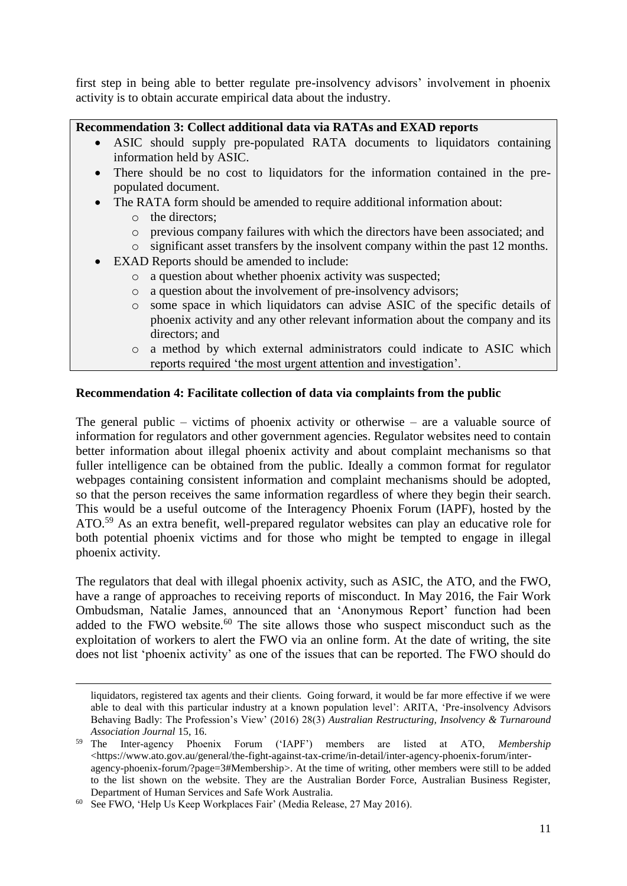first step in being able to better regulate pre-insolvency advisors' involvement in phoenix activity is to obtain accurate empirical data about the industry.

**Recommendation 3: Collect additional data via RATAs and EXAD reports**

- ASIC should supply pre-populated RATA documents to liquidators containing information held by ASIC.
- There should be no cost to liquidators for the information contained in the pre-populated document.
- The RATA form should be amended to require additional information about:
  - the directors;
  - previous company failures with which the directors have been associated; and
  - significant asset transfers by the insolvent company within the past 12 months.
- EXAD Reports should be amended to include:
  - a question about whether phoenix activity was suspected;
  - a question about the involvement of pre-insolvency advisors;
  - some space in which liquidators can advise ASIC of the specific details of phoenix activity and any other relevant information about the company and its directors; and
  - a method by which external administrators could indicate to ASIC which reports required 'the most urgent attention and investigation'.

**Recommendation 4: Facilitate collection of data via complaints from the public**

The general public – victims of phoenix activity or otherwise – are a valuable source of information for regulators and other government agencies. Regulator websites need to contain better information about illegal phoenix activity and about complaint mechanisms so that fuller intelligence can be obtained from the public. Ideally a common format for regulator webpages containing consistent information and complaint mechanisms should be adopted, so that the person receives the same information regardless of where they begin their search. This would be a useful outcome of the Interagency Phoenix Forum (IAPF), hosted by the ATO.[59] As an extra benefit, well-prepared regulator websites can play an educative role for both potential phoenix victims and for those who might be tempted to engage in illegal phoenix activity.

The regulators that deal with illegal phoenix activity, such as ASIC, the ATO, and the FWO, have a range of approaches to receiving reports of misconduct. In May 2016, the Fair Work Ombudsman, Natalie James, announced that an 'Anonymous Report' function had been added to the FWO website.[60] The site allows those who suspect misconduct such as the exploitation of workers to alert the FWO via an online form. At the date of writing, the site does not list 'phoenix activity' as one of the issues that can be reported. The FWO should do

---

liquidators, registered tax agents and their clients. Going forward, it would be far more effective if we were able to deal with this particular industry at a known population level': ARITA, 'Pre-insolvency Advisors Behaving Badly: The Profession's View' (2016) 28(3) *Australian Restructuring, Insolvency & Turnaround Association Journal* 15, 16.

[59] The Inter-agency Phoenix Forum ('IAPF') members are listed at ATO, *Membership* <https://www.ato.gov.au/general/the-fight-against-tax-crime/in-detail/inter-agency-phoenix-forum/inter-agency-phoenix-forum/?page=3#Membership>. At the time of writing, other members were still to be added to the list shown on the website. They are the Australian Border Force, Australian Business Register, Department of Human Services and Safe Work Australia.

[60] See FWO, 'Help Us Keep Workplaces Fair' (Media Release, 27 May 2016).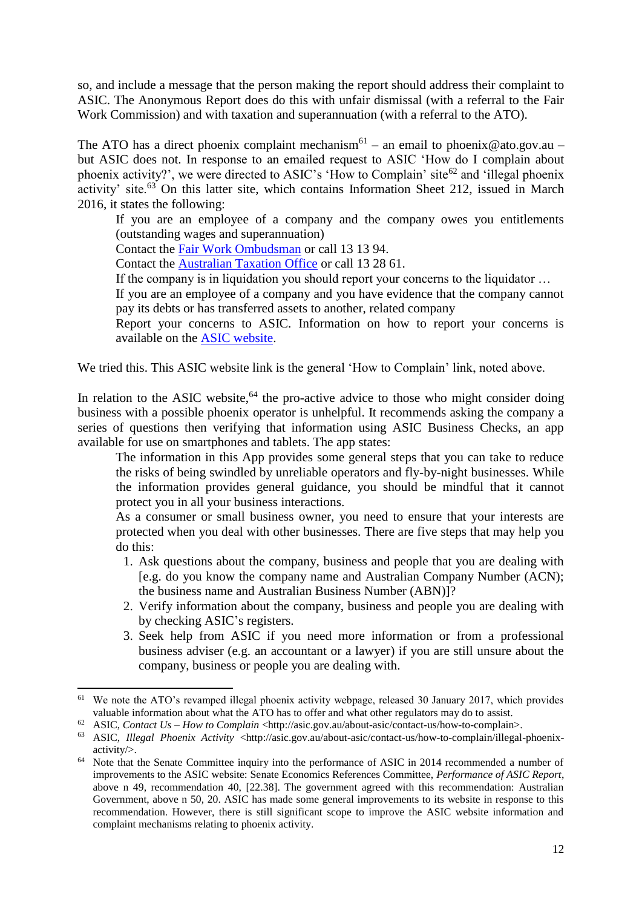so, and include a message that the person making the report should address their complaint to ASIC. The Anonymous Report does do this with unfair dismissal (with a referral to the Fair Work Commission) and with taxation and superannuation (with a referral to the ATO).

The ATO has a direct phoenix complaint mechanism[61] – an email to phoenix@ato.gov.au – but ASIC does not. In response to an emailed request to ASIC 'How do I complain about phoenix activity?', we were directed to ASIC's 'How to Complain' site[62] and 'illegal phoenix activity' site.[63] On this latter site, which contains Information Sheet 212, issued in March 2016, it states the following:

> If you are an employee of a company and the company owes you entitlements (outstanding wages and superannuation)
>
> Contact the Fair Work Ombudsman or call 13 13 94.
>
> Contact the Australian Taxation Office or call 13 28 61.
>
> If the company is in liquidation you should report your concerns to the liquidator …
>
> If you are an employee of a company and you have evidence that the company cannot pay its debts or has transferred assets to another, related company
>
> Report your concerns to ASIC. Information on how to report your concerns is available on the ASIC website.

We tried this. This ASIC website link is the general 'How to Complain' link, noted above.

In relation to the ASIC website,[64] the pro-active advice to those who might consider doing business with a possible phoenix operator is unhelpful. It recommends asking the company a series of questions then verifying that information using ASIC Business Checks, an app available for use on smartphones and tablets. The app states:

> The information in this App provides some general steps that you can take to reduce the risks of being swindled by unreliable operators and fly-by-night businesses. While the information provides general guidance, you should be mindful that it cannot protect you in all your business interactions.
>
> As a consumer or small business owner, you need to ensure that your interests are protected when you deal with other businesses. There are five steps that may help you do this:
>
> 1. Ask questions about the company, business and people that you are dealing with [e.g. do you know the company name and Australian Company Number (ACN); the business name and Australian Business Number (ABN)]?
> 2. Verify information about the company, business and people you are dealing with by checking ASIC's registers.
> 3. Seek help from ASIC if you need more information or from a professional business adviser (e.g. an accountant or a lawyer) if you are still unsure about the company, business or people you are dealing with.

---

[61] We note the ATO's revamped illegal phoenix activity webpage, released 30 January 2017, which provides valuable information about what the ATO has to offer and what other regulators may do to assist.

[62] ASIC, *Contact Us – How to Complain* <http://asic.gov.au/about-asic/contact-us/how-to-complain>.

[63] ASIC, *Illegal Phoenix Activity* <http://asic.gov.au/about-asic/contact-us/how-to-complain/illegal-phoenix-activity/>.

[64] Note that the Senate Committee inquiry into the performance of ASIC in 2014 recommended a number of improvements to the ASIC website: Senate Economics References Committee, *Performance of ASIC Report*, above n 49, recommendation 40, [22.38]. The government agreed with this recommendation: Australian Government, above n 50, 20. ASIC has made some general improvements to its website in response to this recommendation. However, there is still significant scope to improve the ASIC website information and complaint mechanisms relating to phoenix activity.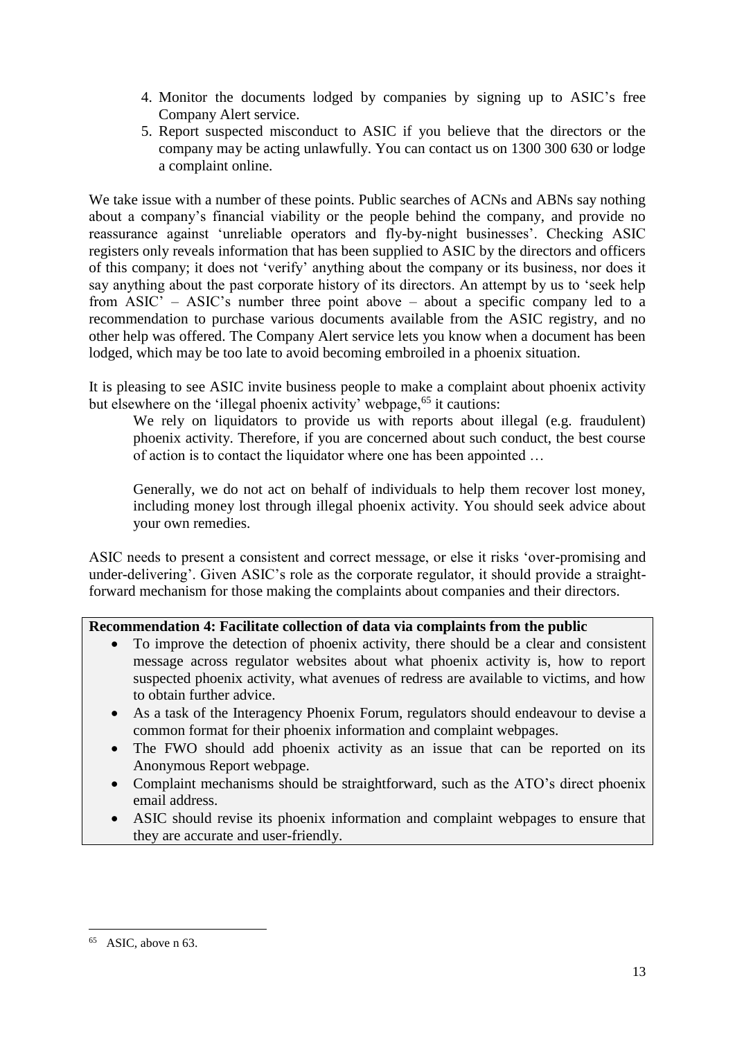4. Monitor the documents lodged by companies by signing up to ASIC's free Company Alert service.
5. Report suspected misconduct to ASIC if you believe that the directors or the company may be acting unlawfully. You can contact us on 1300 300 630 or lodge a complaint online.

We take issue with a number of these points. Public searches of ACNs and ABNs say nothing about a company's financial viability or the people behind the company, and provide no reassurance against 'unreliable operators and fly-by-night businesses'. Checking ASIC registers only reveals information that has been supplied to ASIC by the directors and officers of this company; it does not 'verify' anything about the company or its business, nor does it say anything about the past corporate history of its directors. An attempt by us to 'seek help from ASIC' – ASIC's number three point above – about a specific company led to a recommendation to purchase various documents available from the ASIC registry, and no other help was offered. The Company Alert service lets you know when a document has been lodged, which may be too late to avoid becoming embroiled in a phoenix situation.

It is pleasing to see ASIC invite business people to make a complaint about phoenix activity but elsewhere on the 'illegal phoenix activity' webpage,[65] it cautions:

> We rely on liquidators to provide us with reports about illegal (e.g. fraudulent) phoenix activity. Therefore, if you are concerned about such conduct, the best course of action is to contact the liquidator where one has been appointed …
>
> Generally, we do not act on behalf of individuals to help them recover lost money, including money lost through illegal phoenix activity. You should seek advice about your own remedies.

ASIC needs to present a consistent and correct message, or else it risks 'over-promising and under-delivering'. Given ASIC's role as the corporate regulator, it should provide a straight-forward mechanism for those making the complaints about companies and their directors.

**Recommendation 4: Facilitate collection of data via complaints from the public**

- To improve the detection of phoenix activity, there should be a clear and consistent message across regulator websites about what phoenix activity is, how to report suspected phoenix activity, what avenues of redress are available to victims, and how to obtain further advice.
- As a task of the Interagency Phoenix Forum, regulators should endeavour to devise a common format for their phoenix information and complaint webpages.
- The FWO should add phoenix activity as an issue that can be reported on its Anonymous Report webpage.
- Complaint mechanisms should be straightforward, such as the ATO's direct phoenix email address.
- ASIC should revise its phoenix information and complaint webpages to ensure that they are accurate and user-friendly.

---

[65] ASIC, above n 63.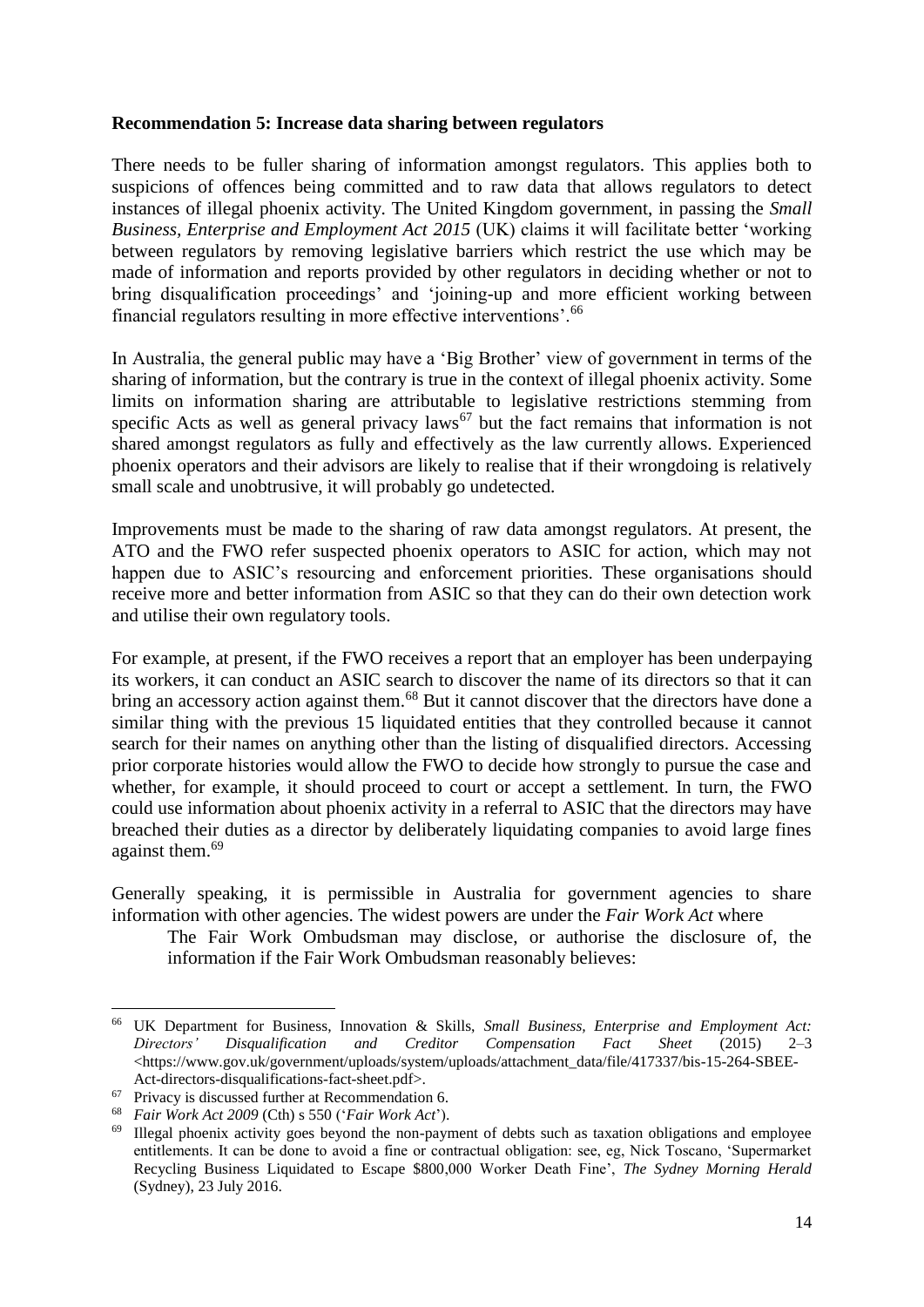**Recommendation 5: Increase data sharing between regulators**

There needs to be fuller sharing of information amongst regulators. This applies both to suspicions of offences being committed and to raw data that allows regulators to detect instances of illegal phoenix activity. The United Kingdom government, in passing the *Small Business, Enterprise and Employment Act 2015* (UK) claims it will facilitate better 'working between regulators by removing legislative barriers which restrict the use which may be made of information and reports provided by other regulators in deciding whether or not to bring disqualification proceedings' and 'joining-up and more efficient working between financial regulators resulting in more effective interventions'.[66]

In Australia, the general public may have a 'Big Brother' view of government in terms of the sharing of information, but the contrary is true in the context of illegal phoenix activity. Some limits on information sharing are attributable to legislative restrictions stemming from specific Acts as well as general privacy laws[67] but the fact remains that information is not shared amongst regulators as fully and effectively as the law currently allows. Experienced phoenix operators and their advisors are likely to realise that if their wrongdoing is relatively small scale and unobtrusive, it will probably go undetected.

Improvements must be made to the sharing of raw data amongst regulators. At present, the ATO and the FWO refer suspected phoenix operators to ASIC for action, which may not happen due to ASIC's resourcing and enforcement priorities. These organisations should receive more and better information from ASIC so that they can do their own detection work and utilise their own regulatory tools.

For example, at present, if the FWO receives a report that an employer has been underpaying its workers, it can conduct an ASIC search to discover the name of its directors so that it can bring an accessory action against them.[68] But it cannot discover that the directors have done a similar thing with the previous 15 liquidated entities that they controlled because it cannot search for their names on anything other than the listing of disqualified directors. Accessing prior corporate histories would allow the FWO to decide how strongly to pursue the case and whether, for example, it should proceed to court or accept a settlement. In turn, the FWO could use information about phoenix activity in a referral to ASIC that the directors may have breached their duties as a director by deliberately liquidating companies to avoid large fines against them.[69]

Generally speaking, it is permissible in Australia for government agencies to share information with other agencies. The widest powers are under the *Fair Work Act* where

> The Fair Work Ombudsman may disclose, or authorise the disclosure of, the information if the Fair Work Ombudsman reasonably believes:

---

[66] UK Department for Business, Innovation & Skills, *Small Business, Enterprise and Employment Act: Directors' Disqualification and Creditor Compensation Fact Sheet* (2015) 2–3 <https://www.gov.uk/government/uploads/system/uploads/attachment_data/file/417337/bis-15-264-SBEE-Act-directors-disqualifications-fact-sheet.pdf>.

[67] Privacy is discussed further at Recommendation 6.

[68] *Fair Work Act 2009* (Cth) s 550 ('*Fair Work Act*').

[69] Illegal phoenix activity goes beyond the non-payment of debts such as taxation obligations and employee entitlements. It can be done to avoid a fine or contractual obligation: see, eg, Nick Toscano, 'Supermarket Recycling Business Liquidated to Escape $800,000 Worker Death Fine', *The Sydney Morning Herald* (Sydney), 23 July 2016.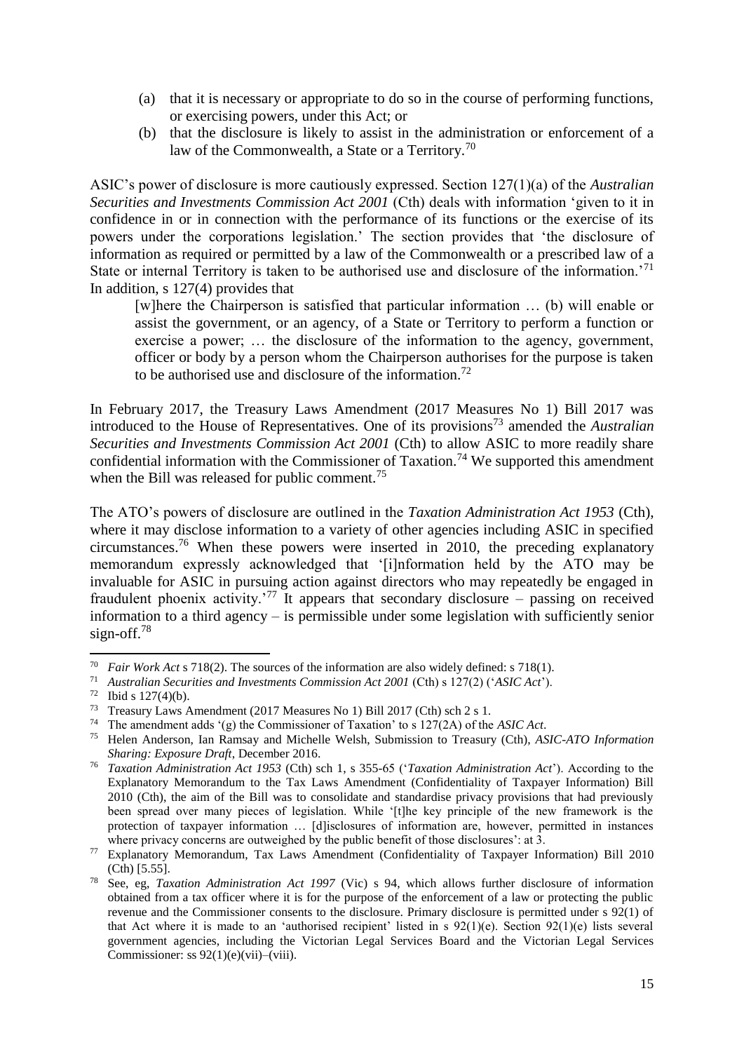(a) that it is necessary or appropriate to do so in the course of performing functions, or exercising powers, under this Act; or

(b) that the disclosure is likely to assist in the administration or enforcement of a law of the Commonwealth, a State or a Territory.[70]

ASIC's power of disclosure is more cautiously expressed. Section 127(1)(a) of the *Australian Securities and Investments Commission Act 2001* (Cth) deals with information 'given to it in confidence in or in connection with the performance of its functions or the exercise of its powers under the corporations legislation.' The section provides that 'the disclosure of information as required or permitted by a law of the Commonwealth or a prescribed law of a State or internal Territory is taken to be authorised use and disclosure of the information.'[71] In addition, s 127(4) provides that

> [w]here the Chairperson is satisfied that particular information … (b) will enable or assist the government, or an agency, of a State or Territory to perform a function or exercise a power; … the disclosure of the information to the agency, government, officer or body by a person whom the Chairperson authorises for the purpose is taken to be authorised use and disclosure of the information.[72]

In February 2017, the Treasury Laws Amendment (2017 Measures No 1) Bill 2017 was introduced to the House of Representatives. One of its provisions[73] amended the *Australian Securities and Investments Commission Act 2001* (Cth) to allow ASIC to more readily share confidential information with the Commissioner of Taxation.[74] We supported this amendment when the Bill was released for public comment.[75]

The ATO's powers of disclosure are outlined in the *Taxation Administration Act 1953* (Cth), where it may disclose information to a variety of other agencies including ASIC in specified circumstances.[76] When these powers were inserted in 2010, the preceding explanatory memorandum expressly acknowledged that '[i]nformation held by the ATO may be invaluable for ASIC in pursuing action against directors who may repeatedly be engaged in fraudulent phoenix activity.'[77] It appears that secondary disclosure – passing on received information to a third agency – is permissible under some legislation with sufficiently senior sign-off.[78]

---

[70] *Fair Work Act* s 718(2). The sources of the information are also widely defined: s 718(1).

[71] *Australian Securities and Investments Commission Act 2001* (Cth) s 127(2) ('*ASIC Act*').

[72] Ibid s 127(4)(b).

[73] Treasury Laws Amendment (2017 Measures No 1) Bill 2017 (Cth) sch 2 s 1.

[74] The amendment adds '(g) the Commissioner of Taxation' to s 127(2A) of the *ASIC Act*.

[75] Helen Anderson, Ian Ramsay and Michelle Welsh, Submission to Treasury (Cth), *ASIC-ATO Information Sharing: Exposure Draft*, December 2016.

[76] *Taxation Administration Act 1953* (Cth) sch 1, s 355-65 ('*Taxation Administration Act*'). According to the Explanatory Memorandum to the Tax Laws Amendment (Confidentiality of Taxpayer Information) Bill 2010 (Cth), the aim of the Bill was to consolidate and standardise privacy provisions that had previously been spread over many pieces of legislation. While '[t]he key principle of the new framework is the protection of taxpayer information … [d]isclosures of information are, however, permitted in instances where privacy concerns are outweighed by the public benefit of those disclosures': at 3.

[77] Explanatory Memorandum, Tax Laws Amendment (Confidentiality of Taxpayer Information) Bill 2010 (Cth) [5.55].

[78] See, eg, *Taxation Administration Act 1997* (Vic) s 94, which allows further disclosure of information obtained from a tax officer where it is for the purpose of the enforcement of a law or protecting the public revenue and the Commissioner consents to the disclosure. Primary disclosure is permitted under s 92(1) of that Act where it is made to an 'authorised recipient' listed in s 92(1)(e). Section 92(1)(e) lists several government agencies, including the Victorian Legal Services Board and the Victorian Legal Services Commissioner: ss 92(1)(e)(vii)–(viii).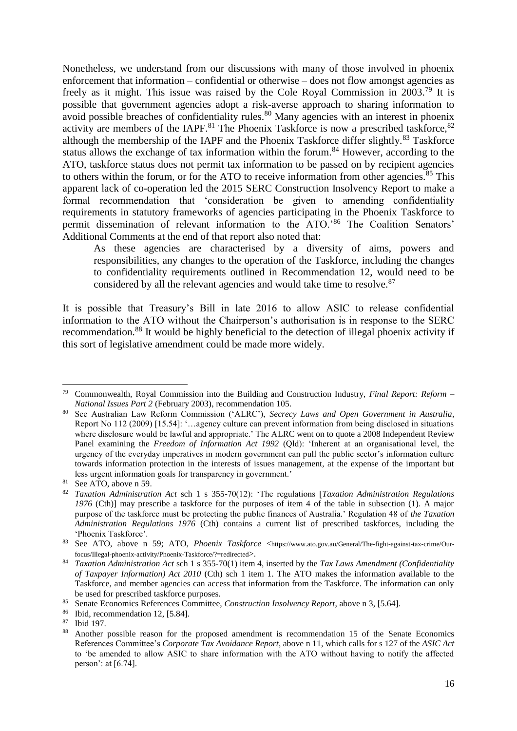Nonetheless, we understand from our discussions with many of those involved in phoenix enforcement that information – confidential or otherwise – does not flow amongst agencies as freely as it might. This issue was raised by the Cole Royal Commission in 2003.[79] It is possible that government agencies adopt a risk-averse approach to sharing information to avoid possible breaches of confidentiality rules.[80] Many agencies with an interest in phoenix activity are members of the IAPF.[81] The Phoenix Taskforce is now a prescribed taskforce,[82] although the membership of the IAPF and the Phoenix Taskforce differ slightly.[83] Taskforce status allows the exchange of tax information within the forum.[84] However, according to the ATO, taskforce status does not permit tax information to be passed on by recipient agencies to others within the forum, or for the ATO to receive information from other agencies.[85] This apparent lack of co-operation led the 2015 SERC Construction Insolvency Report to make a formal recommendation that 'consideration be given to amending confidentiality requirements in statutory frameworks of agencies participating in the Phoenix Taskforce to permit dissemination of relevant information to the ATO.'[86] The Coalition Senators' Additional Comments at the end of that report also noted that:

> As these agencies are characterised by a diversity of aims, powers and responsibilities, any changes to the operation of the Taskforce, including the changes to confidentiality requirements outlined in Recommendation 12, would need to be considered by all the relevant agencies and would take time to resolve.[87]

It is possible that Treasury's Bill in late 2016 to allow ASIC to release confidential information to the ATO without the Chairperson's authorisation is in response to the SERC recommendation.[88] It would be highly beneficial to the detection of illegal phoenix activity if this sort of legislative amendment could be made more widely.

---

[79] Commonwealth, Royal Commission into the Building and Construction Industry, *Final Report: Reform – National Issues Part 2* (February 2003), recommendation 105.

[80] See Australian Law Reform Commission ('ALRC'), *Secrecy Laws and Open Government in Australia*, Report No 112 (2009) [15.54]: '…agency culture can prevent information from being disclosed in situations where disclosure would be lawful and appropriate.' The ALRC went on to quote a 2008 Independent Review Panel examining the *Freedom of Information Act 1992* (Qld): 'Inherent at an organisational level, the urgency of the everyday imperatives in modern government can pull the public sector's information culture towards information protection in the interests of issues management, at the expense of the important but less urgent information goals for transparency in government.'

[81] See ATO, above n 59.

[82] *Taxation Administration Act* sch 1 s 355-70(12): 'The regulations [*Taxation Administration Regulations 1976* (Cth)] may prescribe a taskforce for the purposes of item 4 of the table in subsection (1). A major purpose of the taskforce must be protecting the public finances of Australia.' Regulation 48 of *the Taxation Administration Regulations 1976* (Cth) contains a current list of prescribed taskforces, including the 'Phoenix Taskforce'.

[83] See ATO, above n 59; ATO, *Phoenix Taskforce* <https://www.ato.gov.au/General/The-fight-against-tax-crime/Our-focus/Illegal-phoenix-activity/Phoenix-Taskforce/?=redirected>.

[84] *Taxation Administration Act* sch 1 s 355-70(1) item 4, inserted by the *Tax Laws Amendment (Confidentiality of Taxpayer Information) Act 2010* (Cth) sch 1 item 1. The ATO makes the information available to the Taskforce, and member agencies can access that information from the Taskforce. The information can only be used for prescribed taskforce purposes.

[85] Senate Economics References Committee, *Construction Insolvency Report*, above n 3, [5.64].

[86] Ibid, recommendation 12, [5.84].

[87] Ibid 197.

[88] Another possible reason for the proposed amendment is recommendation 15 of the Senate Economics References Committee's *Corporate Tax Avoidance Report*, above n 11, which calls for s 127 of the *ASIC Act* to 'be amended to allow ASIC to share information with the ATO without having to notify the affected person': at [6.74].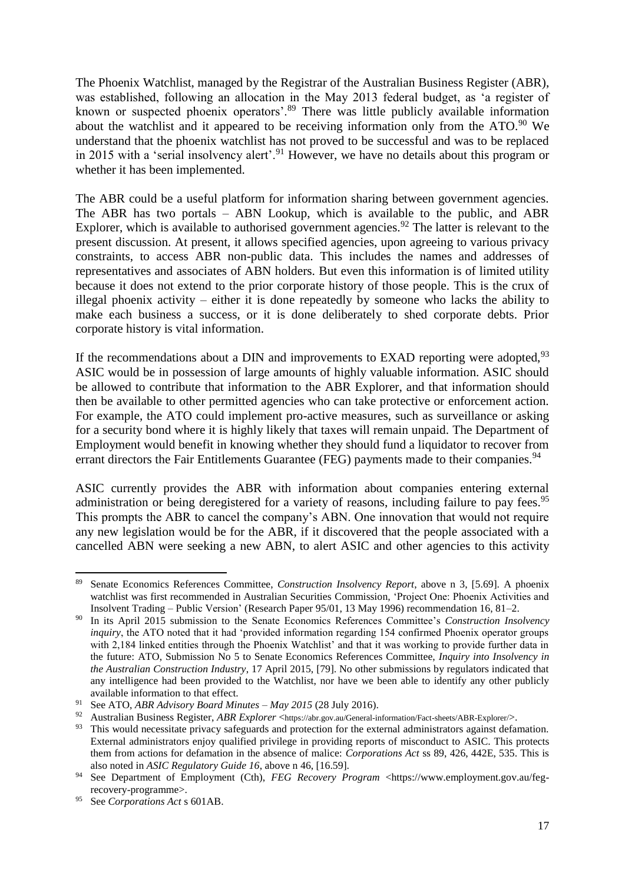The Phoenix Watchlist, managed by the Registrar of the Australian Business Register (ABR), was established, following an allocation in the May 2013 federal budget, as 'a register of known or suspected phoenix operators'.[89] There was little publicly available information about the watchlist and it appeared to be receiving information only from the ATO.[90] We understand that the phoenix watchlist has not proved to be successful and was to be replaced in 2015 with a 'serial insolvency alert'.[91] However, we have no details about this program or whether it has been implemented.

The ABR could be a useful platform for information sharing between government agencies. The ABR has two portals – ABN Lookup, which is available to the public, and ABR Explorer, which is available to authorised government agencies.[92] The latter is relevant to the present discussion. At present, it allows specified agencies, upon agreeing to various privacy constraints, to access ABR non-public data. This includes the names and addresses of representatives and associates of ABN holders. But even this information is of limited utility because it does not extend to the prior corporate history of those people. This is the crux of illegal phoenix activity – either it is done repeatedly by someone who lacks the ability to make each business a success, or it is done deliberately to shed corporate debts. Prior corporate history is vital information.

If the recommendations about a DIN and improvements to EXAD reporting were adopted,[93] ASIC would be in possession of large amounts of highly valuable information. ASIC should be allowed to contribute that information to the ABR Explorer, and that information should then be available to other permitted agencies who can take protective or enforcement action. For example, the ATO could implement pro-active measures, such as surveillance or asking for a security bond where it is highly likely that taxes will remain unpaid. The Department of Employment would benefit in knowing whether they should fund a liquidator to recover from errant directors the Fair Entitlements Guarantee (FEG) payments made to their companies.[94]

ASIC currently provides the ABR with information about companies entering external administration or being deregistered for a variety of reasons, including failure to pay fees.[95] This prompts the ABR to cancel the company's ABN. One innovation that would not require any new legislation would be for the ABR, if it discovered that the people associated with a cancelled ABN were seeking a new ABN, to alert ASIC and other agencies to this activity

---

[89] Senate Economics References Committee, *Construction Insolvency Report*, above n 3, [5.69]. A phoenix watchlist was first recommended in Australian Securities Commission, 'Project One: Phoenix Activities and Insolvent Trading – Public Version' (Research Paper 95/01, 13 May 1996) recommendation 16, 81–2.

[90] In its April 2015 submission to the Senate Economics References Committee's *Construction Insolvency inquiry*, the ATO noted that it had 'provided information regarding 154 confirmed Phoenix operator groups with 2,184 linked entities through the Phoenix Watchlist' and that it was working to provide further data in the future: ATO, Submission No 5 to Senate Economics References Committee, *Inquiry into Insolvency in the Australian Construction Industry*, 17 April 2015, [79]. No other submissions by regulators indicated that any intelligence had been provided to the Watchlist, nor have we been able to identify any other publicly available information to that effect.

[91] See ATO, *ABR Advisory Board Minutes – May 2015* (28 July 2016).

[92] Australian Business Register, *ABR Explorer* <https://abr.gov.au/General-information/Fact-sheets/ABR-Explorer/>.

[93] This would necessitate privacy safeguards and protection for the external administrators against defamation. External administrators enjoy qualified privilege in providing reports of misconduct to ASIC. This protects them from actions for defamation in the absence of malice: *Corporations Act* ss 89, 426, 442E, 535. This is also noted in *ASIC Regulatory Guide 16*, above n 46, [16.59].

[94] See Department of Employment (Cth), *FEG Recovery Program* <https://www.employment.gov.au/feg-recovery-programme>.

[95] See *Corporations Act* s 601AB.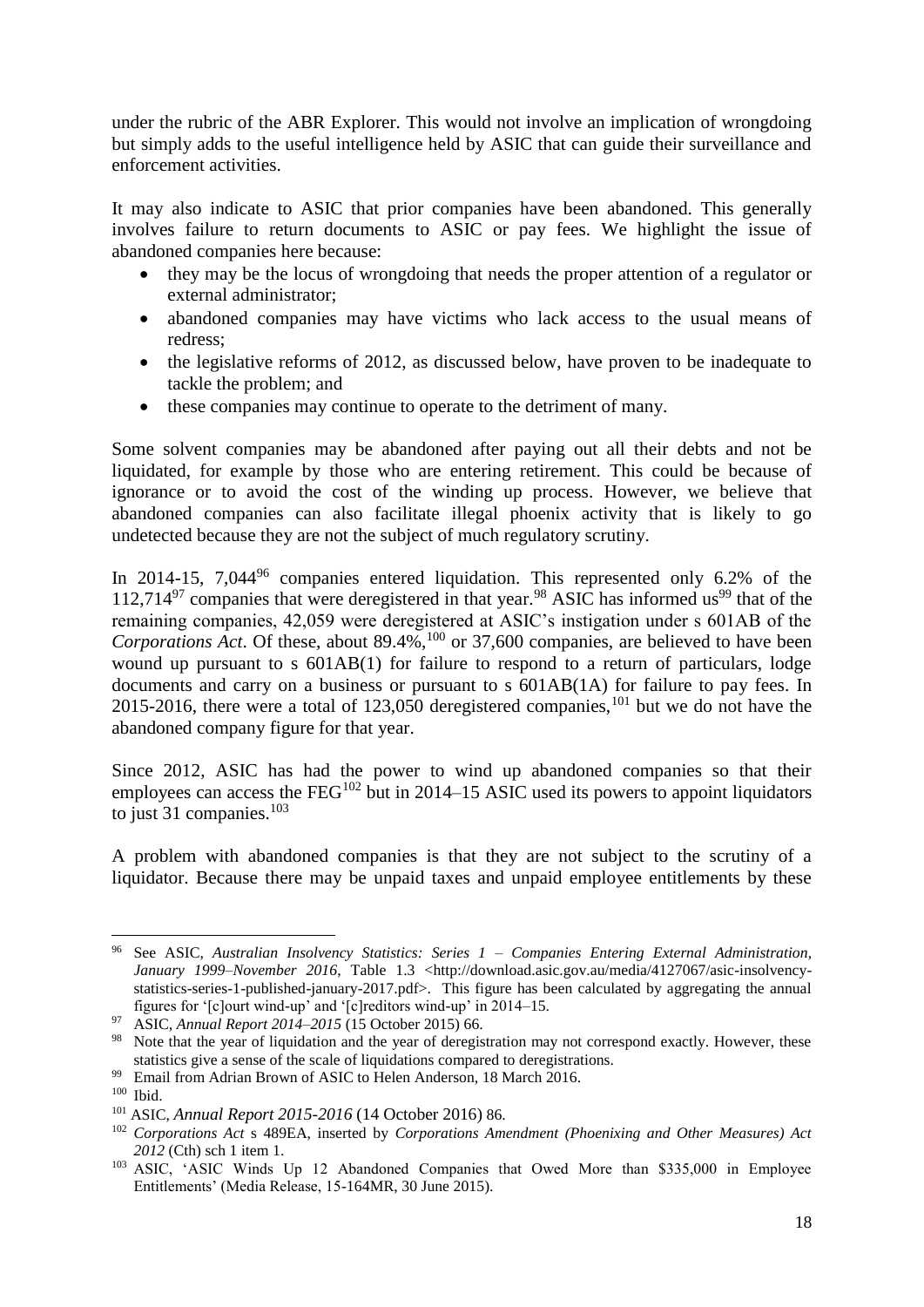under the rubric of the ABR Explorer. This would not involve an implication of wrongdoing but simply adds to the useful intelligence held by ASIC that can guide their surveillance and enforcement activities.

It may also indicate to ASIC that prior companies have been abandoned. This generally involves failure to return documents to ASIC or pay fees. We highlight the issue of abandoned companies here because:

- they may be the locus of wrongdoing that needs the proper attention of a regulator or external administrator;
- abandoned companies may have victims who lack access to the usual means of redress;
- the legislative reforms of 2012, as discussed below, have proven to be inadequate to tackle the problem; and
- these companies may continue to operate to the detriment of many.

Some solvent companies may be abandoned after paying out all their debts and not be liquidated, for example by those who are entering retirement. This could be because of ignorance or to avoid the cost of the winding up process. However, we believe that abandoned companies can also facilitate illegal phoenix activity that is likely to go undetected because they are not the subject of much regulatory scrutiny.

In 2014-15, 7,044[96] companies entered liquidation. This represented only 6.2% of the 112,714[97] companies that were deregistered in that year.[98] ASIC has informed us[99] that of the remaining companies, 42,059 were deregistered at ASIC's instigation under s 601AB of the *Corporations Act*. Of these, about 89.4%,[100] or 37,600 companies, are believed to have been wound up pursuant to s 601AB(1) for failure to respond to a return of particulars, lodge documents and carry on a business or pursuant to s 601AB(1A) for failure to pay fees. In 2015-2016, there were a total of 123,050 deregistered companies,[101] but we do not have the abandoned company figure for that year.

Since 2012, ASIC has had the power to wind up abandoned companies so that their employees can access the FEG[102] but in 2014–15 ASIC used its powers to appoint liquidators to just 31 companies.[103]

A problem with abandoned companies is that they are not subject to the scrutiny of a liquidator. Because there may be unpaid taxes and unpaid employee entitlements by these

---

[96] See ASIC, *Australian Insolvency Statistics: Series 1 – Companies Entering External Administration, January 1999–November 2016*, Table 1.3 <http://download.asic.gov.au/media/4127067/asic-insolvency-statistics-series-1-published-january-2017.pdf>. This figure has been calculated by aggregating the annual figures for '[c]ourt wind-up' and '[c]reditors wind-up' in 2014–15.

[97] ASIC, *Annual Report 2014–2015* (15 October 2015) 66.

[98] Note that the year of liquidation and the year of deregistration may not correspond exactly. However, these statistics give a sense of the scale of liquidations compared to deregistrations.

[99] Email from Adrian Brown of ASIC to Helen Anderson, 18 March 2016.

[100] Ibid.

[101] ASIC, *Annual Report 2015-2016* (14 October 2016) 86.

[102] *Corporations Act* s 489EA, inserted by *Corporations Amendment (Phoenixing and Other Measures) Act 2012* (Cth) sch 1 item 1.

[103] ASIC, 'ASIC Winds Up 12 Abandoned Companies that Owed More than $335,000 in Employee Entitlements' (Media Release, 15-164MR, 30 June 2015).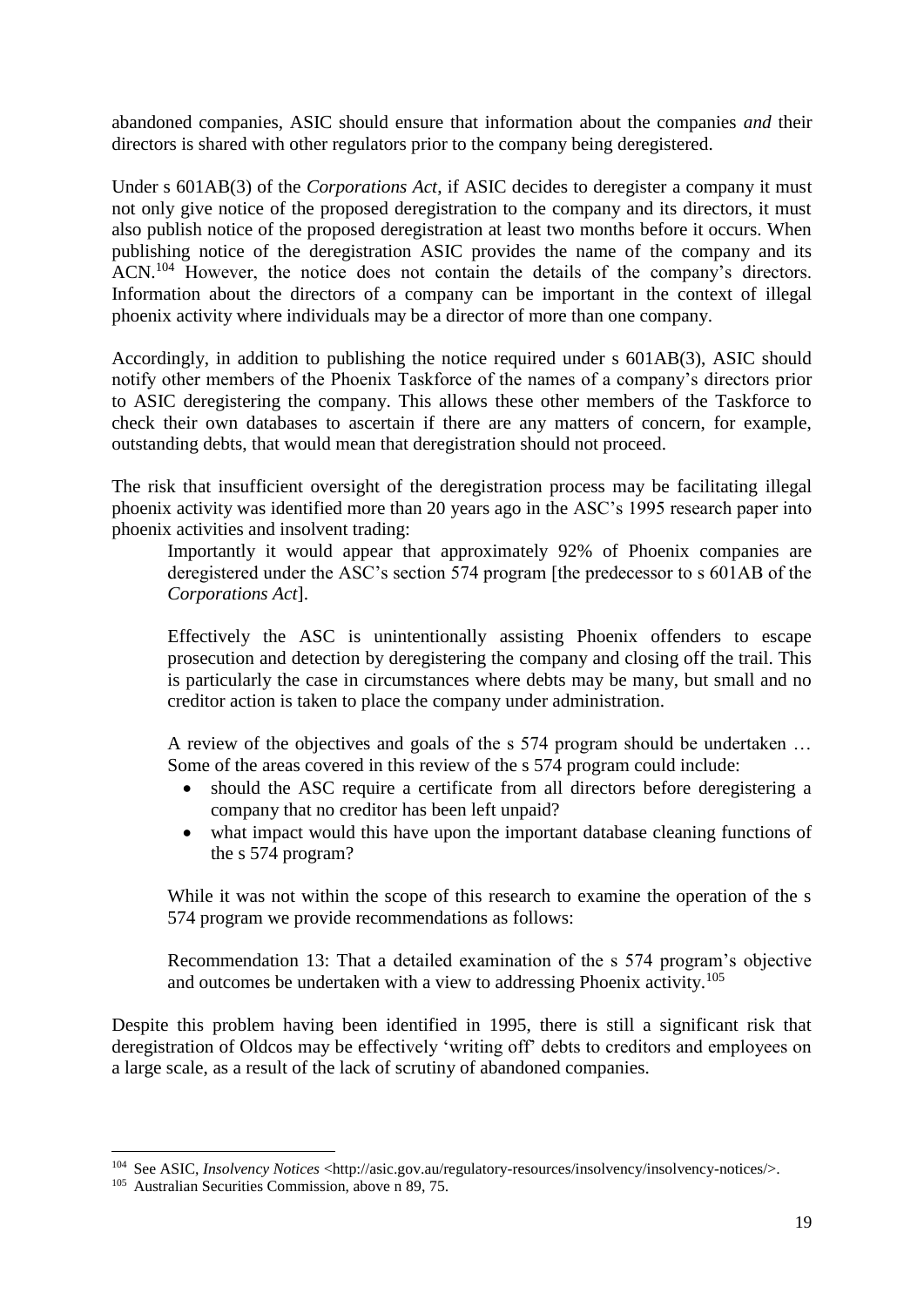abandoned companies, ASIC should ensure that information about the companies *and* their directors is shared with other regulators prior to the company being deregistered.

Under s 601AB(3) of the *Corporations Act*, if ASIC decides to deregister a company it must not only give notice of the proposed deregistration to the company and its directors, it must also publish notice of the proposed deregistration at least two months before it occurs. When publishing notice of the deregistration ASIC provides the name of the company and its ACN.[104] However, the notice does not contain the details of the company's directors. Information about the directors of a company can be important in the context of illegal phoenix activity where individuals may be a director of more than one company.

Accordingly, in addition to publishing the notice required under s 601AB(3), ASIC should notify other members of the Phoenix Taskforce of the names of a company's directors prior to ASIC deregistering the company. This allows these other members of the Taskforce to check their own databases to ascertain if there are any matters of concern, for example, outstanding debts, that would mean that deregistration should not proceed.

The risk that insufficient oversight of the deregistration process may be facilitating illegal phoenix activity was identified more than 20 years ago in the ASC's 1995 research paper into phoenix activities and insolvent trading:

> Importantly it would appear that approximately 92% of Phoenix companies are deregistered under the ASC's section 574 program [the predecessor to s 601AB of the *Corporations Act*].
>
> Effectively the ASC is unintentionally assisting Phoenix offenders to escape prosecution and detection by deregistering the company and closing off the trail. This is particularly the case in circumstances where debts may be many, but small and no creditor action is taken to place the company under administration.
>
> A review of the objectives and goals of the s 574 program should be undertaken … Some of the areas covered in this review of the s 574 program could include:
>
> - should the ASC require a certificate from all directors before deregistering a company that no creditor has been left unpaid?
> - what impact would this have upon the important database cleaning functions of the s 574 program?
>
> While it was not within the scope of this research to examine the operation of the s 574 program we provide recommendations as follows:
>
> Recommendation 13: That a detailed examination of the s 574 program's objective and outcomes be undertaken with a view to addressing Phoenix activity.[105]

Despite this problem having been identified in 1995, there is still a significant risk that deregistration of Oldcos may be effectively 'writing off' debts to creditors and employees on a large scale, as a result of the lack of scrutiny of abandoned companies.

---

[104] See ASIC, *Insolvency Notices* <http://asic.gov.au/regulatory-resources/insolvency/insolvency-notices/>.

[105] Australian Securities Commission, above n 89, 75.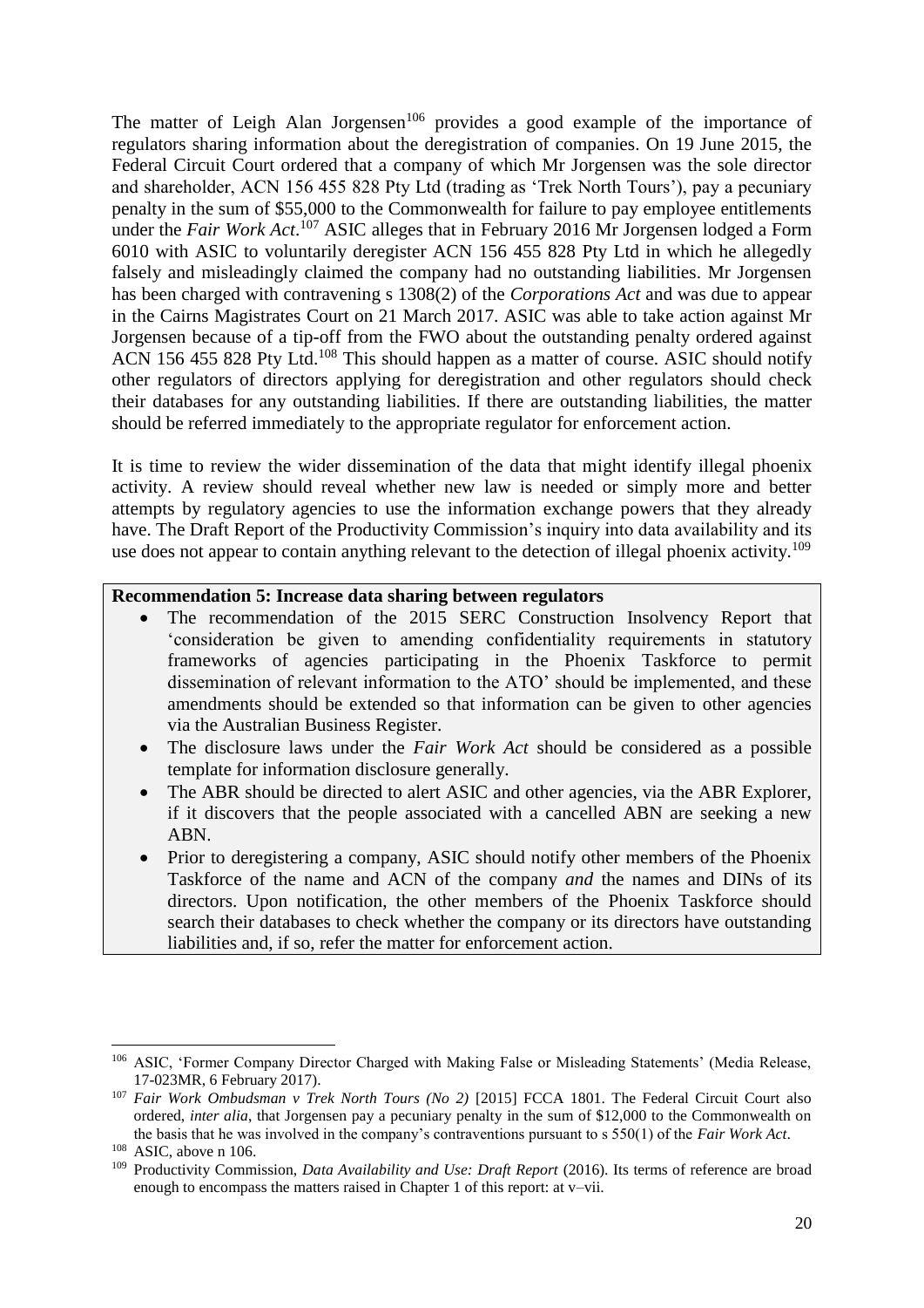The matter of Leigh Alan Jorgensen[106] provides a good example of the importance of regulators sharing information about the deregistration of companies. On 19 June 2015, the Federal Circuit Court ordered that a company of which Mr Jorgensen was the sole director and shareholder, ACN 156 455 828 Pty Ltd (trading as 'Trek North Tours'), pay a pecuniary penalty in the sum of $55,000 to the Commonwealth for failure to pay employee entitlements under the *Fair Work Act*.[107] ASIC alleges that in February 2016 Mr Jorgensen lodged a Form 6010 with ASIC to voluntarily deregister ACN 156 455 828 Pty Ltd in which he allegedly falsely and misleadingly claimed the company had no outstanding liabilities. Mr Jorgensen has been charged with contravening s 1308(2) of the *Corporations Act* and was due to appear in the Cairns Magistrates Court on 21 March 2017. ASIC was able to take action against Mr Jorgensen because of a tip-off from the FWO about the outstanding penalty ordered against ACN 156 455 828 Pty Ltd.[108] This should happen as a matter of course. ASIC should notify other regulators of directors applying for deregistration and other regulators should check their databases for any outstanding liabilities. If there are outstanding liabilities, the matter should be referred immediately to the appropriate regulator for enforcement action.

It is time to review the wider dissemination of the data that might identify illegal phoenix activity. A review should reveal whether new law is needed or simply more and better attempts by regulatory agencies to use the information exchange powers that they already have. The Draft Report of the Productivity Commission's inquiry into data availability and its use does not appear to contain anything relevant to the detection of illegal phoenix activity.[109]

**Recommendation 5: Increase data sharing between regulators**

- The recommendation of the 2015 SERC Construction Insolvency Report that 'consideration be given to amending confidentiality requirements in statutory frameworks of agencies participating in the Phoenix Taskforce to permit dissemination of relevant information to the ATO' should be implemented, and these amendments should be extended so that information can be given to other agencies via the Australian Business Register.
- The disclosure laws under the *Fair Work Act* should be considered as a possible template for information disclosure generally.
- The ABR should be directed to alert ASIC and other agencies, via the ABR Explorer, if it discovers that the people associated with a cancelled ABN are seeking a new ABN.
- Prior to deregistering a company, ASIC should notify other members of the Phoenix Taskforce of the name and ACN of the company *and* the names and DINs of its directors. Upon notification, the other members of the Phoenix Taskforce should search their databases to check whether the company or its directors have outstanding liabilities and, if so, refer the matter for enforcement action.

---

[106] ASIC, 'Former Company Director Charged with Making False or Misleading Statements' (Media Release, 17-023MR, 6 February 2017).

[107] *Fair Work Ombudsman v Trek North Tours (No 2)* [2015] FCCA 1801. The Federal Circuit Court also ordered, *inter alia*, that Jorgensen pay a pecuniary penalty in the sum of $12,000 to the Commonwealth on the basis that he was involved in the company's contraventions pursuant to s 550(1) of the *Fair Work Act*.

[108] ASIC, above n 106.

[109] Productivity Commission, *Data Availability and Use: Draft Report* (2016). Its terms of reference are broad enough to encompass the matters raised in Chapter 1 of this report: at v–vii.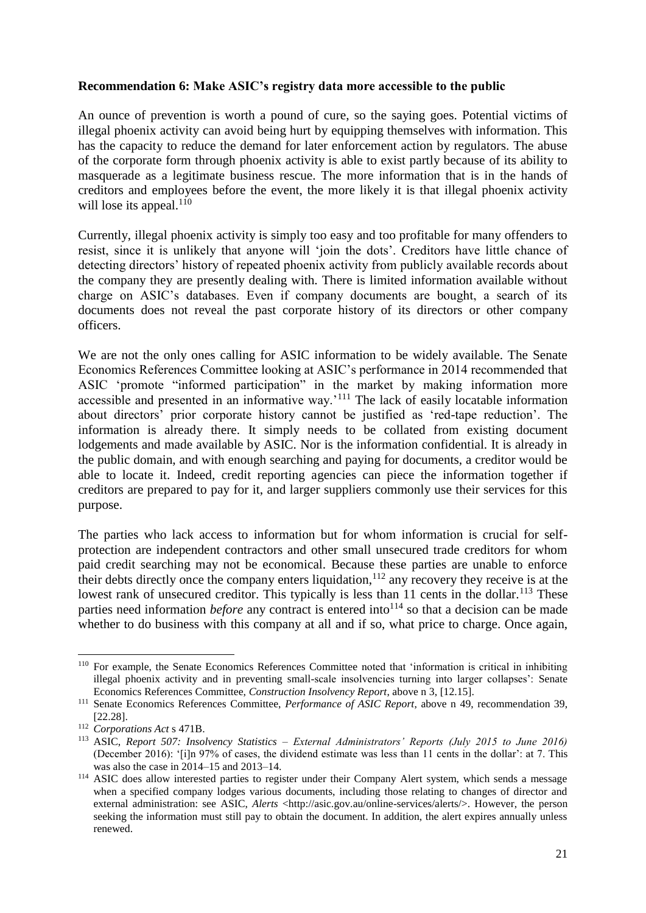**Recommendation 6: Make ASIC's registry data more accessible to the public**

An ounce of prevention is worth a pound of cure, so the saying goes. Potential victims of illegal phoenix activity can avoid being hurt by equipping themselves with information. This has the capacity to reduce the demand for later enforcement action by regulators. The abuse of the corporate form through phoenix activity is able to exist partly because of its ability to masquerade as a legitimate business rescue. The more information that is in the hands of creditors and employees before the event, the more likely it is that illegal phoenix activity will lose its appeal.[110]

Currently, illegal phoenix activity is simply too easy and too profitable for many offenders to resist, since it is unlikely that anyone will 'join the dots'. Creditors have little chance of detecting directors' history of repeated phoenix activity from publicly available records about the company they are presently dealing with. There is limited information available without charge on ASIC's databases. Even if company documents are bought, a search of its documents does not reveal the past corporate history of its directors or other company officers.

We are not the only ones calling for ASIC information to be widely available. The Senate Economics References Committee looking at ASIC's performance in 2014 recommended that ASIC 'promote "informed participation" in the market by making information more accessible and presented in an informative way.'[111] The lack of easily locatable information about directors' prior corporate history cannot be justified as 'red-tape reduction'. The information is already there. It simply needs to be collated from existing document lodgements and made available by ASIC. Nor is the information confidential. It is already in the public domain, and with enough searching and paying for documents, a creditor would be able to locate it. Indeed, credit reporting agencies can piece the information together if creditors are prepared to pay for it, and larger suppliers commonly use their services for this purpose.

The parties who lack access to information but for whom information is crucial for self-protection are independent contractors and other small unsecured trade creditors for whom paid credit searching may not be economical. Because these parties are unable to enforce their debts directly once the company enters liquidation,[112] any recovery they receive is at the lowest rank of unsecured creditor. This typically is less than 11 cents in the dollar.[113] These parties need information *before* any contract is entered into[114] so that a decision can be made whether to do business with this company at all and if so, what price to charge. Once again,

---

[110] For example, the Senate Economics References Committee noted that 'information is critical in inhibiting illegal phoenix activity and in preventing small-scale insolvencies turning into larger collapses': Senate Economics References Committee, *Construction Insolvency Report*, above n 3, [12.15].

[111] Senate Economics References Committee, *Performance of ASIC Report*, above n 49, recommendation 39, [22.28].

[112] *Corporations Act* s 471B.

[113] ASIC, *Report 507: Insolvency Statistics – External Administrators' Reports (July 2015 to June 2016)* (December 2016): '[i]n 97% of cases, the dividend estimate was less than 11 cents in the dollar': at 7. This was also the case in 2014–15 and 2013–14.

[114] ASIC does allow interested parties to register under their Company Alert system, which sends a message when a specified company lodges various documents, including those relating to changes of director and external administration: see ASIC, *Alerts* <http://asic.gov.au/online-services/alerts/>. However, the person seeking the information must still pay to obtain the document. In addition, the alert expires annually unless renewed.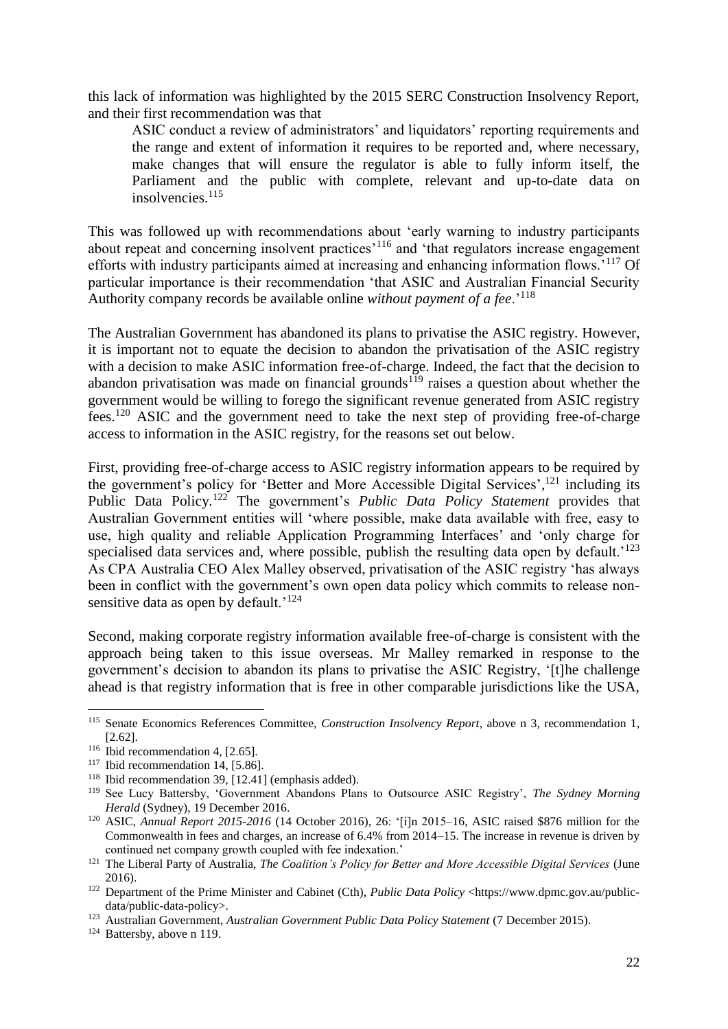this lack of information was highlighted by the 2015 SERC Construction Insolvency Report, and their first recommendation was that

> ASIC conduct a review of administrators' and liquidators' reporting requirements and the range and extent of information it requires to be reported and, where necessary, make changes that will ensure the regulator is able to fully inform itself, the Parliament and the public with complete, relevant and up-to-date data on insolvencies.[115]

This was followed up with recommendations about 'early warning to industry participants about repeat and concerning insolvent practices'[116] and 'that regulators increase engagement efforts with industry participants aimed at increasing and enhancing information flows.'[117] Of particular importance is their recommendation 'that ASIC and Australian Financial Security Authority company records be available online *without payment of a fee*.'[118]

The Australian Government has abandoned its plans to privatise the ASIC registry. However, it is important not to equate the decision to abandon the privatisation of the ASIC registry with a decision to make ASIC information free-of-charge. Indeed, the fact that the decision to abandon privatisation was made on financial grounds[119] raises a question about whether the government would be willing to forego the significant revenue generated from ASIC registry fees.[120] ASIC and the government need to take the next step of providing free-of-charge access to information in the ASIC registry, for the reasons set out below.

First, providing free-of-charge access to ASIC registry information appears to be required by the government's policy for 'Better and More Accessible Digital Services',[121] including its Public Data Policy.[122] The government's *Public Data Policy Statement* provides that Australian Government entities will 'where possible, make data available with free, easy to use, high quality and reliable Application Programming Interfaces' and 'only charge for specialised data services and, where possible, publish the resulting data open by default.'[123] As CPA Australia CEO Alex Malley observed, privatisation of the ASIC registry 'has always been in conflict with the government's own open data policy which commits to release non-sensitive data as open by default.'[124]

Second, making corporate registry information available free-of-charge is consistent with the approach being taken to this issue overseas. Mr Malley remarked in response to the government's decision to abandon its plans to privatise the ASIC Registry, '[t]he challenge ahead is that registry information that is free in other comparable jurisdictions like the USA,

---

[115] Senate Economics References Committee, *Construction Insolvency Report*, above n 3, recommendation 1, [2.62].

[116] Ibid recommendation 4, [2.65].

[117] Ibid recommendation 14, [5.86].

[118] Ibid recommendation 39, [12.41] (emphasis added).

[119] See Lucy Battersby, 'Government Abandons Plans to Outsource ASIC Registry', *The Sydney Morning Herald* (Sydney), 19 December 2016.

[120] ASIC, *Annual Report 2015-2016* (14 October 2016), 26: '[i]n 2015–16, ASIC raised $876 million for the Commonwealth in fees and charges, an increase of 6.4% from 2014–15. The increase in revenue is driven by continued net company growth coupled with fee indexation.'

[121] The Liberal Party of Australia, *The Coalition's Policy for Better and More Accessible Digital Services* (June 2016).

[122] Department of the Prime Minister and Cabinet (Cth), *Public Data Policy* <https://www.dpmc.gov.au/public-data/public-data-policy>.

[123] Australian Government, *Australian Government Public Data Policy Statement* (7 December 2015).

[124] Battersby, above n 119.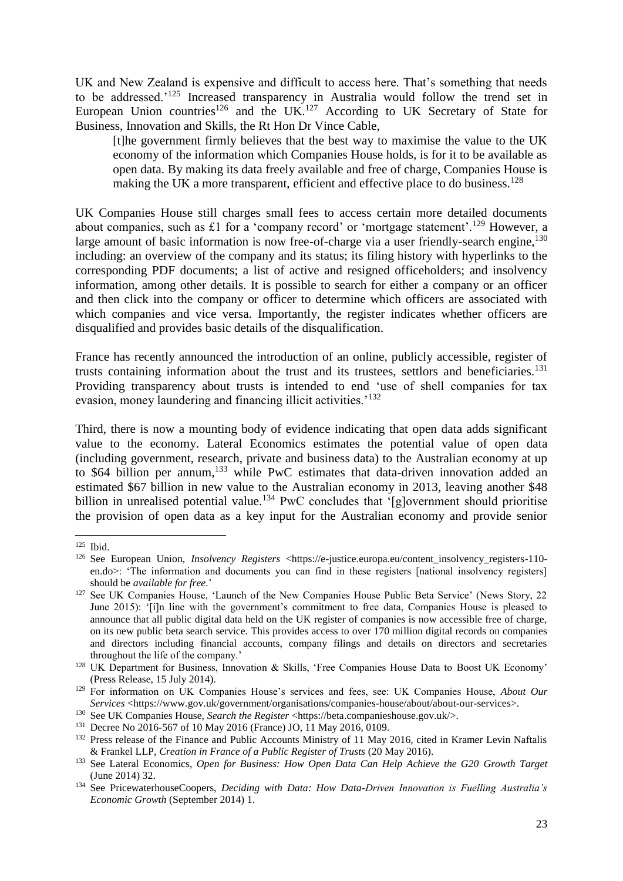UK and New Zealand is expensive and difficult to access here. That's something that needs to be addressed.'[125] Increased transparency in Australia would follow the trend set in European Union countries[126] and the UK.[127] According to UK Secretary of State for Business, Innovation and Skills, the Rt Hon Dr Vince Cable,

> [t]he government firmly believes that the best way to maximise the value to the UK economy of the information which Companies House holds, is for it to be available as open data. By making its data freely available and free of charge, Companies House is making the UK a more transparent, efficient and effective place to do business.[128]

UK Companies House still charges small fees to access certain more detailed documents about companies, such as £1 for a 'company record' or 'mortgage statement'.[129] However, a large amount of basic information is now free-of-charge via a user friendly-search engine,[130] including: an overview of the company and its status; its filing history with hyperlinks to the corresponding PDF documents; a list of active and resigned officeholders; and insolvency information, among other details. It is possible to search for either a company or an officer and then click into the company or officer to determine which officers are associated with which companies and vice versa. Importantly, the register indicates whether officers are disqualified and provides basic details of the disqualification.

France has recently announced the introduction of an online, publicly accessible, register of trusts containing information about the trust and its trustees, settlors and beneficiaries.[131] Providing transparency about trusts is intended to end 'use of shell companies for tax evasion, money laundering and financing illicit activities.'[132]

Third, there is now a mounting body of evidence indicating that open data adds significant value to the economy. Lateral Economics estimates the potential value of open data (including government, research, private and business data) to the Australian economy at up to $64 billion per annum,[133] while PwC estimates that data-driven innovation added an estimated $67 billion in new value to the Australian economy in 2013, leaving another $48 billion in unrealised potential value.[134] PwC concludes that '[g]overnment should prioritise the provision of open data as a key input for the Australian economy and provide senior

---

[125] Ibid.

[126] See European Union, *Insolvency Registers* <https://e-justice.europa.eu/content_insolvency_registers-110-en.do>: 'The information and documents you can find in these registers [national insolvency registers] should be *available for free*.'

[127] See UK Companies House, 'Launch of the New Companies House Public Beta Service' (News Story, 22 June 2015): '[i]n line with the government's commitment to free data, Companies House is pleased to announce that all public digital data held on the UK register of companies is now accessible free of charge, on its new public beta search service. This provides access to over 170 million digital records on companies and directors including financial accounts, company filings and details on directors and secretaries throughout the life of the company.'

[128] UK Department for Business, Innovation & Skills, 'Free Companies House Data to Boost UK Economy' (Press Release, 15 July 2014).

[129] For information on UK Companies House's services and fees, see: UK Companies House, *About Our Services* <https://www.gov.uk/government/organisations/companies-house/about/about-our-services>.

[130] See UK Companies House, *Search the Register* <https://beta.companieshouse.gov.uk/>.

[131] Decree No 2016-567 of 10 May 2016 (France) JO, 11 May 2016, 0109.

[132] Press release of the Finance and Public Accounts Ministry of 11 May 2016, cited in Kramer Levin Naftalis & Frankel LLP, *Creation in France of a Public Register of Trusts* (20 May 2016).

[133] See Lateral Economics, *Open for Business: How Open Data Can Help Achieve the G20 Growth Target* (June 2014) 32.

[134] See PricewaterhouseCoopers, *Deciding with Data: How Data-Driven Innovation is Fuelling Australia's Economic Growth* (September 2014) 1.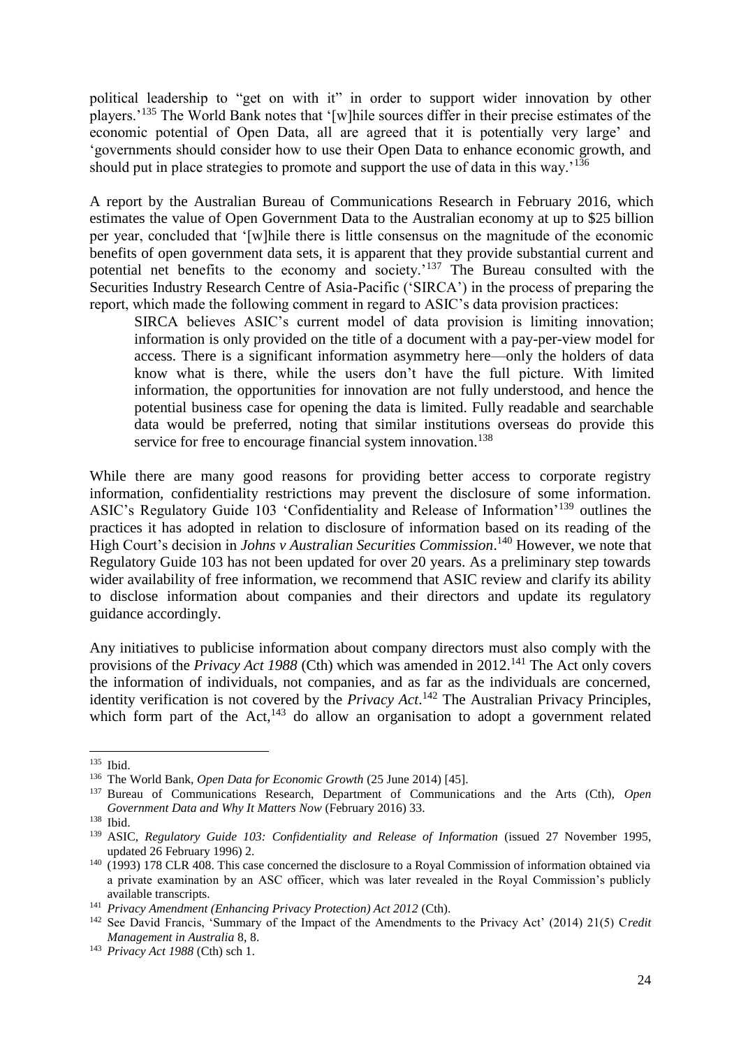political leadership to "get on with it" in order to support wider innovation by other players.'[135] The World Bank notes that '[w]hile sources differ in their precise estimates of the economic potential of Open Data, all are agreed that it is potentially very large' and 'governments should consider how to use their Open Data to enhance economic growth, and should put in place strategies to promote and support the use of data in this way.'[136]

A report by the Australian Bureau of Communications Research in February 2016, which estimates the value of Open Government Data to the Australian economy at up to $25 billion per year, concluded that '[w]hile there is little consensus on the magnitude of the economic benefits of open government data sets, it is apparent that they provide substantial current and potential net benefits to the economy and society.'[137] The Bureau consulted with the Securities Industry Research Centre of Asia-Pacific ('SIRCA') in the process of preparing the report, which made the following comment in regard to ASIC's data provision practices:

> SIRCA believes ASIC's current model of data provision is limiting innovation; information is only provided on the title of a document with a pay-per-view model for access. There is a significant information asymmetry here—only the holders of data know what is there, while the users don't have the full picture. With limited information, the opportunities for innovation are not fully understood, and hence the potential business case for opening the data is limited. Fully readable and searchable data would be preferred, noting that similar institutions overseas do provide this service for free to encourage financial system innovation.[138]

While there are many good reasons for providing better access to corporate registry information, confidentiality restrictions may prevent the disclosure of some information. ASIC's Regulatory Guide 103 'Confidentiality and Release of Information'[139] outlines the practices it has adopted in relation to disclosure of information based on its reading of the High Court's decision in *Johns v Australian Securities Commission*.[140] However, we note that Regulatory Guide 103 has not been updated for over 20 years. As a preliminary step towards wider availability of free information, we recommend that ASIC review and clarify its ability to disclose information about companies and their directors and update its regulatory guidance accordingly.

Any initiatives to publicise information about company directors must also comply with the provisions of the *Privacy Act 1988* (Cth) which was amended in 2012.[141] The Act only covers the information of individuals, not companies, and as far as the individuals are concerned, identity verification is not covered by the *Privacy Act*.[142] The Australian Privacy Principles, which form part of the Act,[143] do allow an organisation to adopt a government related

---

[135] Ibid.

[136] The World Bank, *Open Data for Economic Growth* (25 June 2014) [45].

[137] Bureau of Communications Research, Department of Communications and the Arts (Cth), *Open Government Data and Why It Matters Now* (February 2016) 33.

[138] Ibid.

[139] ASIC, *Regulatory Guide 103: Confidentiality and Release of Information* (issued 27 November 1995, updated 26 February 1996) 2.

[140] (1993) 178 CLR 408. This case concerned the disclosure to a Royal Commission of information obtained via a private examination by an ASC officer, which was later revealed in the Royal Commission's publicly available transcripts.

[141] *Privacy Amendment (Enhancing Privacy Protection) Act 2012* (Cth).

[142] See David Francis, 'Summary of the Impact of the Amendments to the Privacy Act' (2014) 21(5) C*redit Management in Australia* 8, 8.

[143] *Privacy Act 1988* (Cth) sch 1.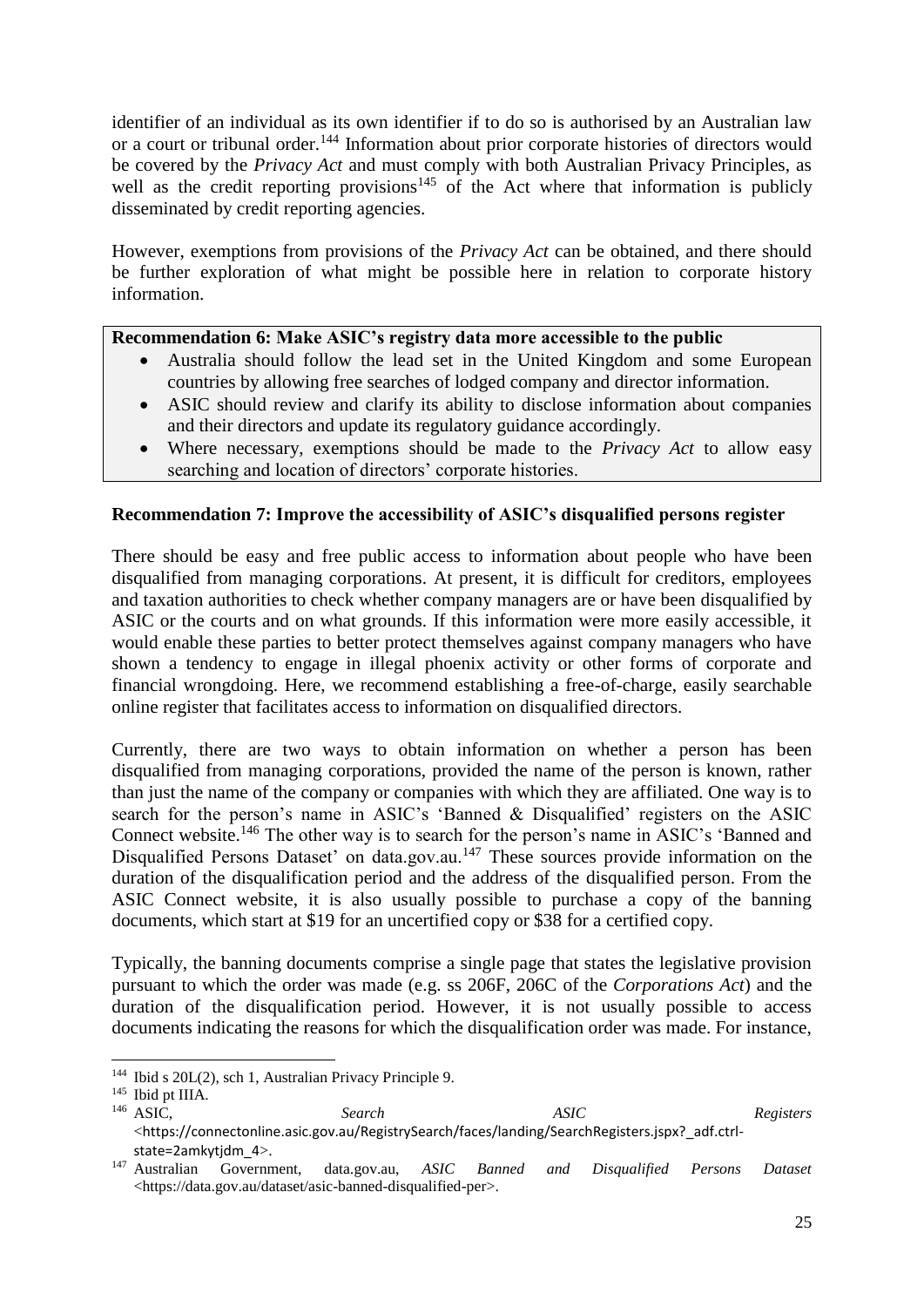identifier of an individual as its own identifier if to do so is authorised by an Australian law or a court or tribunal order.[144] Information about prior corporate histories of directors would be covered by the *Privacy Act* and must comply with both Australian Privacy Principles, as well as the credit reporting provisions[145] of the Act where that information is publicly disseminated by credit reporting agencies.

However, exemptions from provisions of the *Privacy Act* can be obtained, and there should be further exploration of what might be possible here in relation to corporate history information.

**Recommendation 6: Make ASIC's registry data more accessible to the public**

- Australia should follow the lead set in the United Kingdom and some European countries by allowing free searches of lodged company and director information.
- ASIC should review and clarify its ability to disclose information about companies and their directors and update its regulatory guidance accordingly.
- Where necessary, exemptions should be made to the *Privacy Act* to allow easy searching and location of directors' corporate histories.

**Recommendation 7: Improve the accessibility of ASIC's disqualified persons register**

There should be easy and free public access to information about people who have been disqualified from managing corporations. At present, it is difficult for creditors, employees and taxation authorities to check whether company managers are or have been disqualified by ASIC or the courts and on what grounds. If this information were more easily accessible, it would enable these parties to better protect themselves against company managers who have shown a tendency to engage in illegal phoenix activity or other forms of corporate and financial wrongdoing. Here, we recommend establishing a free-of-charge, easily searchable online register that facilitates access to information on disqualified directors.

Currently, there are two ways to obtain information on whether a person has been disqualified from managing corporations, provided the name of the person is known, rather than just the name of the company or companies with which they are affiliated. One way is to search for the person's name in ASIC's 'Banned & Disqualified' registers on the ASIC Connect website.[146] The other way is to search for the person's name in ASIC's 'Banned and Disqualified Persons Dataset' on data.gov.au.[147] These sources provide information on the duration of the disqualification period and the address of the disqualified person. From the ASIC Connect website, it is also usually possible to purchase a copy of the banning documents, which start at $19 for an uncertified copy or $38 for a certified copy.

Typically, the banning documents comprise a single page that states the legislative provision pursuant to which the order was made (e.g. ss 206F, 206C of the *Corporations Act*) and the duration of the disqualification period. However, it is not usually possible to access documents indicating the reasons for which the disqualification order was made. For instance,

---

[144] Ibid s 20L(2), sch 1, Australian Privacy Principle 9.

[145] Ibid pt IIIA.

[146] ASIC, *Search ASIC Registers* <https://connectonline.asic.gov.au/RegistrySearch/faces/landing/SearchRegisters.jspx?_adf.ctrl-state=2amkytjdm_4>.

[147] Australian Government, data.gov.au, *ASIC Banned and Disqualified Persons Dataset* <https://data.gov.au/dataset/asic-banned-disqualified-per>.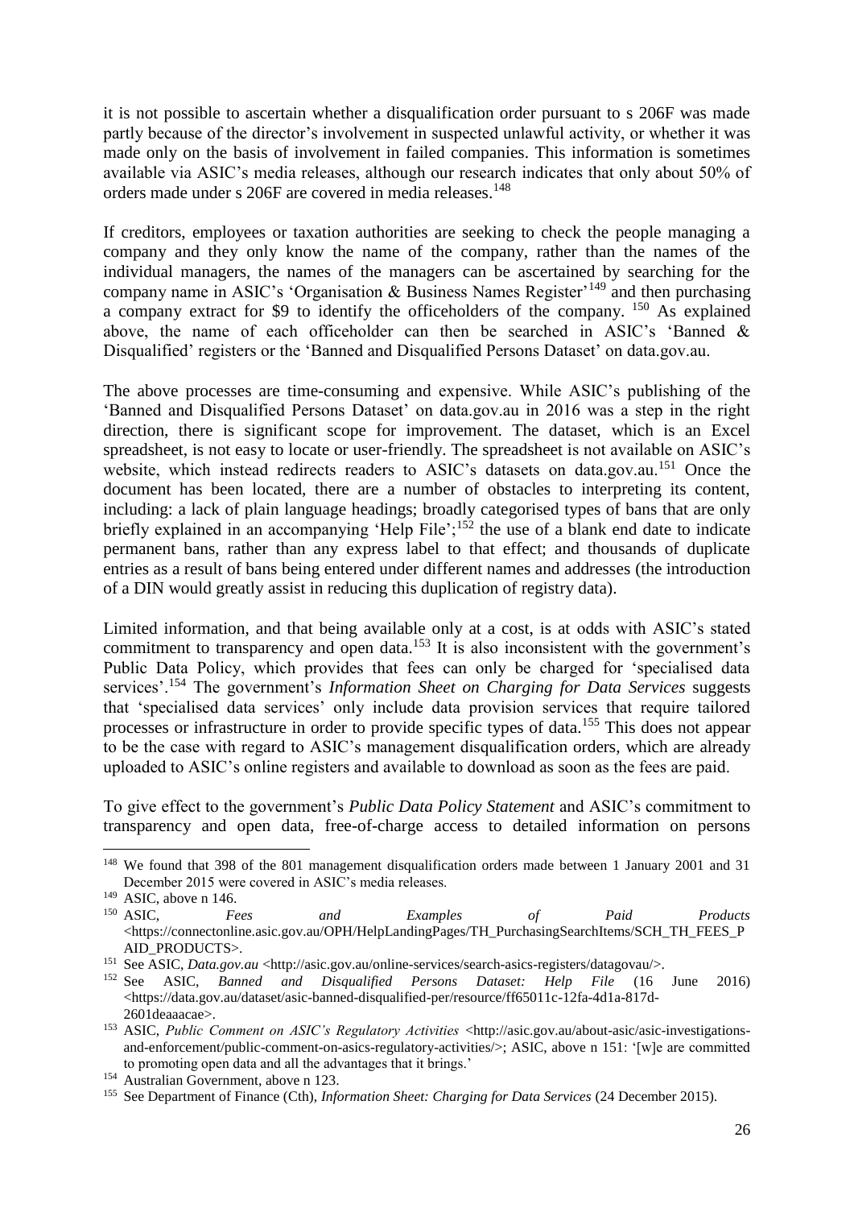it is not possible to ascertain whether a disqualification order pursuant to s 206F was made partly because of the director's involvement in suspected unlawful activity, or whether it was made only on the basis of involvement in failed companies. This information is sometimes available via ASIC's media releases, although our research indicates that only about 50% of orders made under s 206F are covered in media releases.[148]

If creditors, employees or taxation authorities are seeking to check the people managing a company and they only know the name of the company, rather than the names of the individual managers, the names of the managers can be ascertained by searching for the company name in ASIC's 'Organisation & Business Names Register'[149] and then purchasing a company extract for $9 to identify the officeholders of the company.[150] As explained above, the name of each officeholder can then be searched in ASIC's 'Banned & Disqualified' registers or the 'Banned and Disqualified Persons Dataset' on data.gov.au.

The above processes are time-consuming and expensive. While ASIC's publishing of the 'Banned and Disqualified Persons Dataset' on data.gov.au in 2016 was a step in the right direction, there is significant scope for improvement. The dataset, which is an Excel spreadsheet, is not easy to locate or user-friendly. The spreadsheet is not available on ASIC's website, which instead redirects readers to ASIC's datasets on data.gov.au.[151] Once the document has been located, there are a number of obstacles to interpreting its content, including: a lack of plain language headings; broadly categorised types of bans that are only briefly explained in an accompanying 'Help File';[152] the use of a blank end date to indicate permanent bans, rather than any express label to that effect; and thousands of duplicate entries as a result of bans being entered under different names and addresses (the introduction of a DIN would greatly assist in reducing this duplication of registry data).

Limited information, and that being available only at a cost, is at odds with ASIC's stated commitment to transparency and open data.[153] It is also inconsistent with the government's Public Data Policy, which provides that fees can only be charged for 'specialised data services'.[154] The government's *Information Sheet on Charging for Data Services* suggests that 'specialised data services' only include data provision services that require tailored processes or infrastructure in order to provide specific types of data.[155] This does not appear to be the case with regard to ASIC's management disqualification orders, which are already uploaded to ASIC's online registers and available to download as soon as the fees are paid.

To give effect to the government's *Public Data Policy Statement* and ASIC's commitment to transparency and open data, free-of-charge access to detailed information on persons

---

[148] We found that 398 of the 801 management disqualification orders made between 1 January 2001 and 31 December 2015 were covered in ASIC's media releases.

[149] ASIC, above n 146.

[150] ASIC, *Fees and Examples of Paid Products* <https://connectonline.asic.gov.au/OPH/HelpLandingPages/TH_PurchasingSearchItems/SCH_TH_FEES_PAID_PRODUCTS>.

[151] See ASIC, *Data.gov.au* <http://asic.gov.au/online-services/search-asics-registers/datagovau/>.

[152] See ASIC, *Banned and Disqualified Persons Dataset: Help File* (16 June 2016) <https://data.gov.au/dataset/asic-banned-disqualified-per/resource/ff65011c-12fa-4d1a-817d-2601deaaacae>.

[153] ASIC, *Public Comment on ASIC's Regulatory Activities* <http://asic.gov.au/about-asic/asic-investigations-and-enforcement/public-comment-on-asics-regulatory-activities/>; ASIC, above n 151: '[w]e are committed to promoting open data and all the advantages that it brings.'

[154] Australian Government, above n 123.

[155] See Department of Finance (Cth), *Information Sheet: Charging for Data Services* (24 December 2015).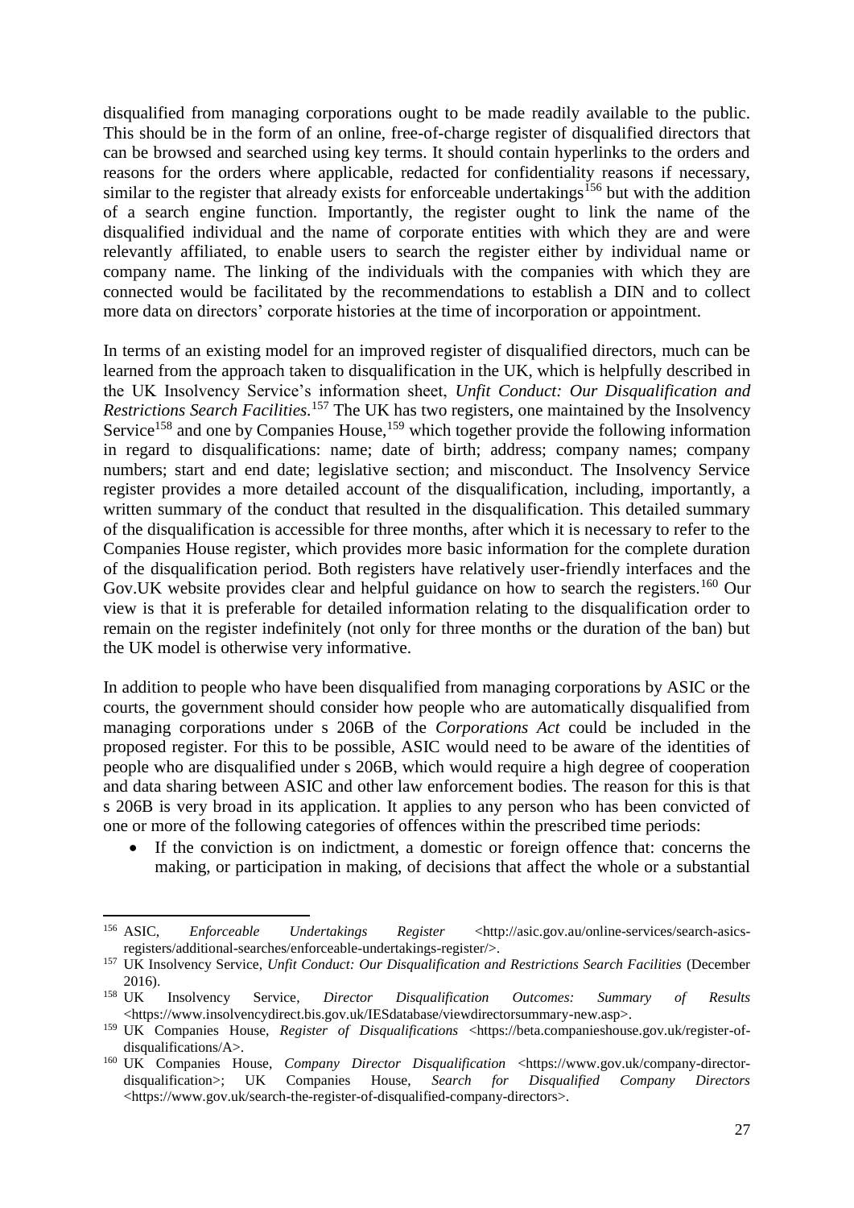disqualified from managing corporations ought to be made readily available to the public. This should be in the form of an online, free-of-charge register of disqualified directors that can be browsed and searched using key terms. It should contain hyperlinks to the orders and reasons for the orders where applicable, redacted for confidentiality reasons if necessary, similar to the register that already exists for enforceable undertakings[156] but with the addition of a search engine function. Importantly, the register ought to link the name of the disqualified individual and the name of corporate entities with which they are and were relevantly affiliated, to enable users to search the register either by individual name or company name. The linking of the individuals with the companies with which they are connected would be facilitated by the recommendations to establish a DIN and to collect more data on directors' corporate histories at the time of incorporation or appointment.

In terms of an existing model for an improved register of disqualified directors, much can be learned from the approach taken to disqualification in the UK, which is helpfully described in the UK Insolvency Service's information sheet, *Unfit Conduct: Our Disqualification and Restrictions Search Facilities*.[157] The UK has two registers, one maintained by the Insolvency Service[158] and one by Companies House,[159] which together provide the following information in regard to disqualifications: name; date of birth; address; company names; company numbers; start and end date; legislative section; and misconduct. The Insolvency Service register provides a more detailed account of the disqualification, including, importantly, a written summary of the conduct that resulted in the disqualification. This detailed summary of the disqualification is accessible for three months, after which it is necessary to refer to the Companies House register, which provides more basic information for the complete duration of the disqualification period. Both registers have relatively user-friendly interfaces and the Gov.UK website provides clear and helpful guidance on how to search the registers.[160] Our view is that it is preferable for detailed information relating to the disqualification order to remain on the register indefinitely (not only for three months or the duration of the ban) but the UK model is otherwise very informative.

In addition to people who have been disqualified from managing corporations by ASIC or the courts, the government should consider how people who are automatically disqualified from managing corporations under s 206B of the *Corporations Act* could be included in the proposed register. For this to be possible, ASIC would need to be aware of the identities of people who are disqualified under s 206B, which would require a high degree of cooperation and data sharing between ASIC and other law enforcement bodies. The reason for this is that s 206B is very broad in its application. It applies to any person who has been convicted of one or more of the following categories of offences within the prescribed time periods:

- If the conviction is on indictment, a domestic or foreign offence that: concerns the making, or participation in making, of decisions that affect the whole or a substantial

---

[156] ASIC, *Enforceable Undertakings Register* <http://asic.gov.au/online-services/search-asics-registers/additional-searches/enforceable-undertakings-register/>.

[157] UK Insolvency Service, *Unfit Conduct: Our Disqualification and Restrictions Search Facilities* (December 2016).

[158] UK Insolvency Service, *Director Disqualification Outcomes: Summary of Results* <https://www.insolvencydirect.bis.gov.uk/IESdatabase/viewdirectorsummary-new.asp>.

[159] UK Companies House, *Register of Disqualifications* <https://beta.companieshouse.gov.uk/register-of-disqualifications/A>.

[160] UK Companies House, *Company Director Disqualification* <https://www.gov.uk/company-director-disqualification>; UK Companies House, *Search for Disqualified Company Directors* <https://www.gov.uk/search-the-register-of-disqualified-company-directors>.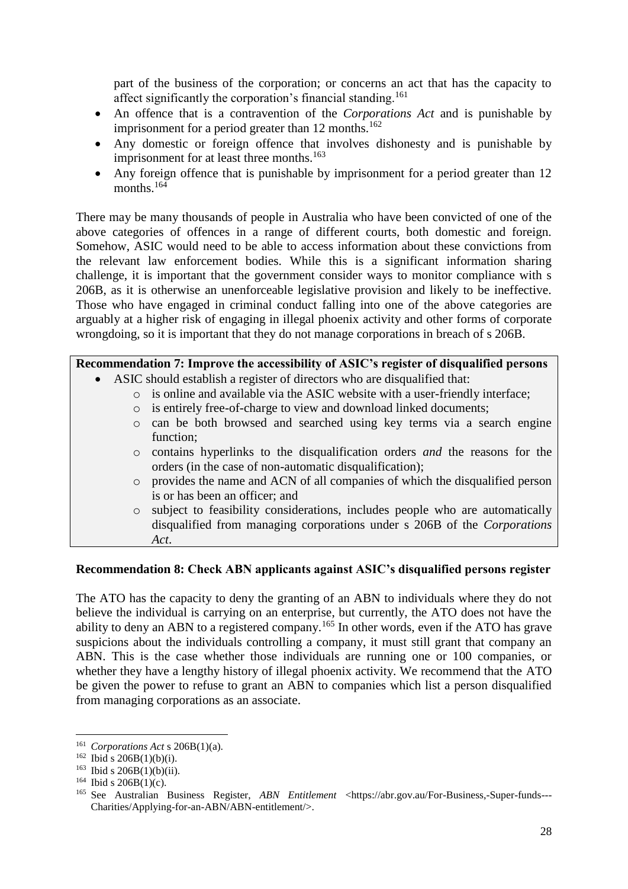part of the business of the corporation; or concerns an act that has the capacity to affect significantly the corporation's financial standing.[161]

- An offence that is a contravention of the *Corporations Act* and is punishable by imprisonment for a period greater than 12 months.[162]
- Any domestic or foreign offence that involves dishonesty and is punishable by imprisonment for at least three months.[163]
- Any foreign offence that is punishable by imprisonment for a period greater than 12 months.[164]

There may be many thousands of people in Australia who have been convicted of one of the above categories of offences in a range of different courts, both domestic and foreign. Somehow, ASIC would need to be able to access information about these convictions from the relevant law enforcement bodies. While this is a significant information sharing challenge, it is important that the government consider ways to monitor compliance with s 206B, as it is otherwise an unenforceable legislative provision and likely to be ineffective. Those who have engaged in criminal conduct falling into one of the above categories are arguably at a higher risk of engaging in illegal phoenix activity and other forms of corporate wrongdoing, so it is important that they do not manage corporations in breach of s 206B.

**Recommendation 7: Improve the accessibility of ASIC's register of disqualified persons**

- ASIC should establish a register of directors who are disqualified that:
  - is online and available via the ASIC website with a user-friendly interface;
  - is entirely free-of-charge to view and download linked documents;
  - can be both browsed and searched using key terms via a search engine function;
  - contains hyperlinks to the disqualification orders *and* the reasons for the orders (in the case of non-automatic disqualification);
  - provides the name and ACN of all companies of which the disqualified person is or has been an officer; and
  - subject to feasibility considerations, includes people who are automatically disqualified from managing corporations under s 206B of the *Corporations Act*.

**Recommendation 8: Check ABN applicants against ASIC's disqualified persons register**

The ATO has the capacity to deny the granting of an ABN to individuals where they do not believe the individual is carrying on an enterprise, but currently, the ATO does not have the ability to deny an ABN to a registered company.[165] In other words, even if the ATO has grave suspicions about the individuals controlling a company, it must still grant that company an ABN. This is the case whether those individuals are running one or 100 companies, or whether they have a lengthy history of illegal phoenix activity. We recommend that the ATO be given the power to refuse to grant an ABN to companies which list a person disqualified from managing corporations as an associate.

---

[161] *Corporations Act* s 206B(1)(a).

[162] Ibid s 206B(1)(b)(i).

[163] Ibid s 206B(1)(b)(ii).

[164] Ibid s 206B(1)(c).

[165] See Australian Business Register, *ABN Entitlement* <https://abr.gov.au/For-Business,-Super-funds---Charities/Applying-for-an-ABN/ABN-entitlement/>.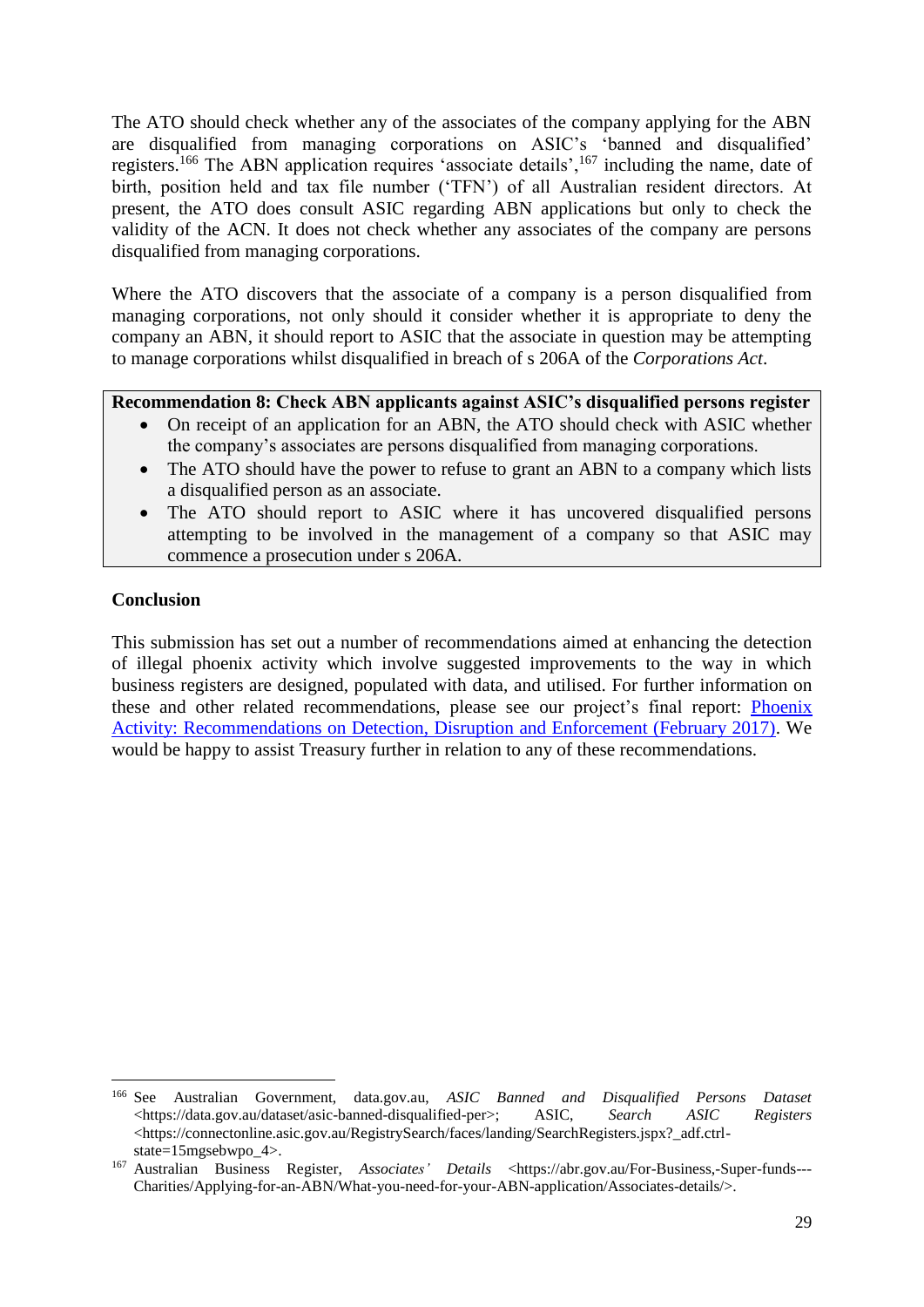The ATO should check whether any of the associates of the company applying for the ABN are disqualified from managing corporations on ASIC's 'banned and disqualified' registers.[166] The ABN application requires 'associate details',[167] including the name, date of birth, position held and tax file number ('TFN') of all Australian resident directors. At present, the ATO does consult ASIC regarding ABN applications but only to check the validity of the ACN. It does not check whether any associates of the company are persons disqualified from managing corporations.

Where the ATO discovers that the associate of a company is a person disqualified from managing corporations, not only should it consider whether it is appropriate to deny the company an ABN, it should report to ASIC that the associate in question may be attempting to manage corporations whilst disqualified in breach of s 206A of the *Corporations Act*.

**Recommendation 8: Check ABN applicants against ASIC's disqualified persons register**

- On receipt of an application for an ABN, the ATO should check with ASIC whether the company's associates are persons disqualified from managing corporations.
- The ATO should have the power to refuse to grant an ABN to a company which lists a disqualified person as an associate.
- The ATO should report to ASIC where it has uncovered disqualified persons attempting to be involved in the management of a company so that ASIC may commence a prosecution under s 206A.

## Conclusion

This submission has set out a number of recommendations aimed at enhancing the detection of illegal phoenix activity which involve suggested improvements to the way in which business registers are designed, populated with data, and utilised. For further information on these and other related recommendations, please see our project's final report: Phoenix Activity: Recommendations on Detection, Disruption and Enforcement (February 2017). We would be happy to assist Treasury further in relation to any of these recommendations.

---

[166] See Australian Government, data.gov.au, *ASIC Banned and Disqualified Persons Dataset* <https://data.gov.au/dataset/asic-banned-disqualified-per>; ASIC, *Search ASIC Registers* <https://connectonline.asic.gov.au/RegistrySearch/faces/landing/SearchRegisters.jspx?_adf.ctrl-state=15mgsebwpo_4>.

[167] Australian Business Register, *Associates' Details* <https://abr.gov.au/For-Business,-Super-funds---Charities/Applying-for-an-ABN/What-you-need-for-your-ABN-application/Associates-details/>.